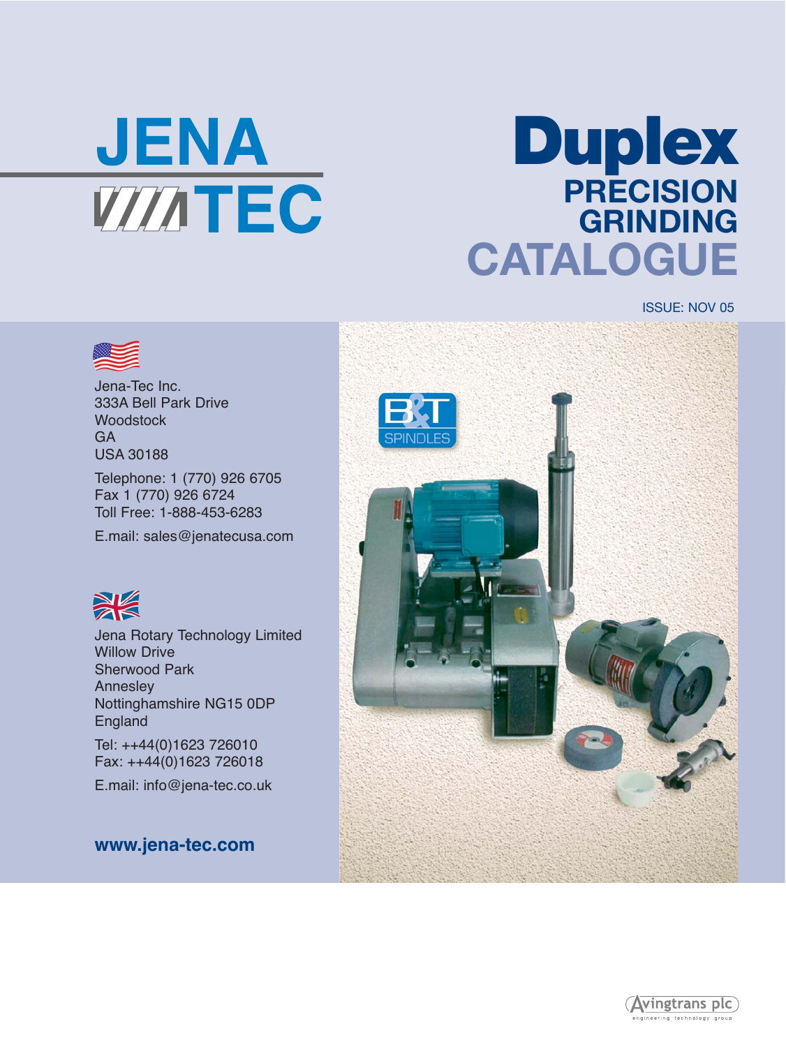# JENA TEC

# Duplex PRECISION GRINDING CATALOGUE

ISSUE: NOV 05

Jena-Tec Inc.
333A Bell Park Drive
Woodstock
GA
USA 30188

Telephone: 1 (770) 926 6705
Fax 1 (770) 926 6724
Toll Free: 1-888-453-6283

E.mail: sales@jenatecusa.com

Jena Rotary Technology Limited
Willow Drive
Sherwood Park
Annesley
Nottinghamshire NG15 0DP
England

Tel: ++44(0)1623 726010
Fax: ++44(0)1623 726018

E.mail: info@jena-tec.co.uk

**www.jena-tec.com**

B&T SPINDLES

Avingtrans plc
engineering technology group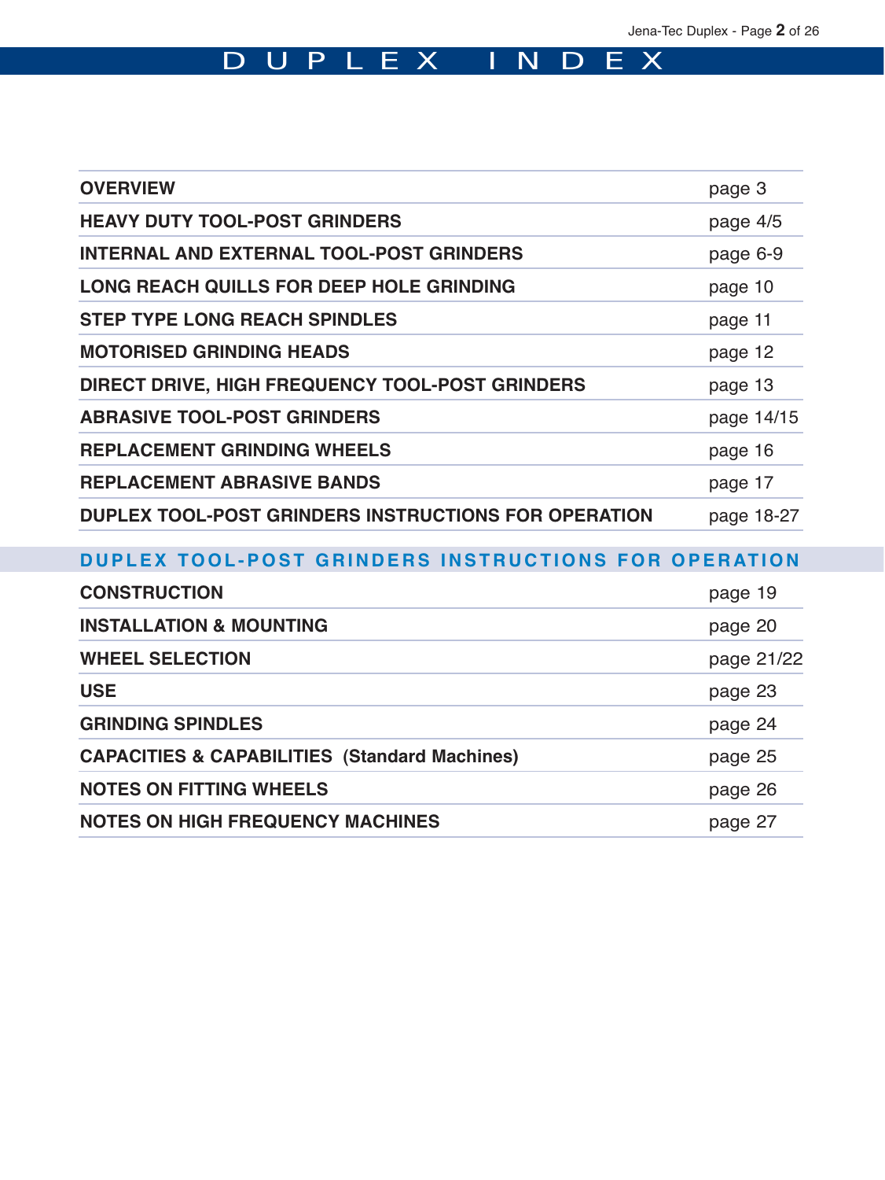# DUPLEX INDEX

| | |
|---|---|
| **OVERVIEW** | page 3 |
| **HEAVY DUTY TOOL-POST GRINDERS** | page 4/5 |
| **INTERNAL AND EXTERNAL TOOL-POST GRINDERS** | page 6-9 |
| **LONG REACH QUILLS FOR DEEP HOLE GRINDING** | page 10 |
| **STEP TYPE LONG REACH SPINDLES** | page 11 |
| **MOTORISED GRINDING HEADS** | page 12 |
| **DIRECT DRIVE, HIGH FREQUENCY TOOL-POST GRINDERS** | page 13 |
| **ABRASIVE TOOL-POST GRINDERS** | page 14/15 |
| **REPLACEMENT GRINDING WHEELS** | page 16 |
| **REPLACEMENT ABRASIVE BANDS** | page 17 |
| **DUPLEX TOOL-POST GRINDERS INSTRUCTIONS FOR OPERATION** | page 18-27 |

## DUPLEX TOOL-POST GRINDERS INSTRUCTIONS FOR OPERATION

| | |
|---|---|
| **CONSTRUCTION** | page 19 |
| **INSTALLATION & MOUNTING** | page 20 |
| **WHEEL SELECTION** | page 21/22 |
| **USE** | page 23 |
| **GRINDING SPINDLES** | page 24 |
| **CAPACITIES & CAPABILITIES (Standard Machines)** | page 25 |
| **NOTES ON FITTING WHEELS** | page 26 |
| **NOTES ON HIGH FREQUENCY MACHINES** | page 27 |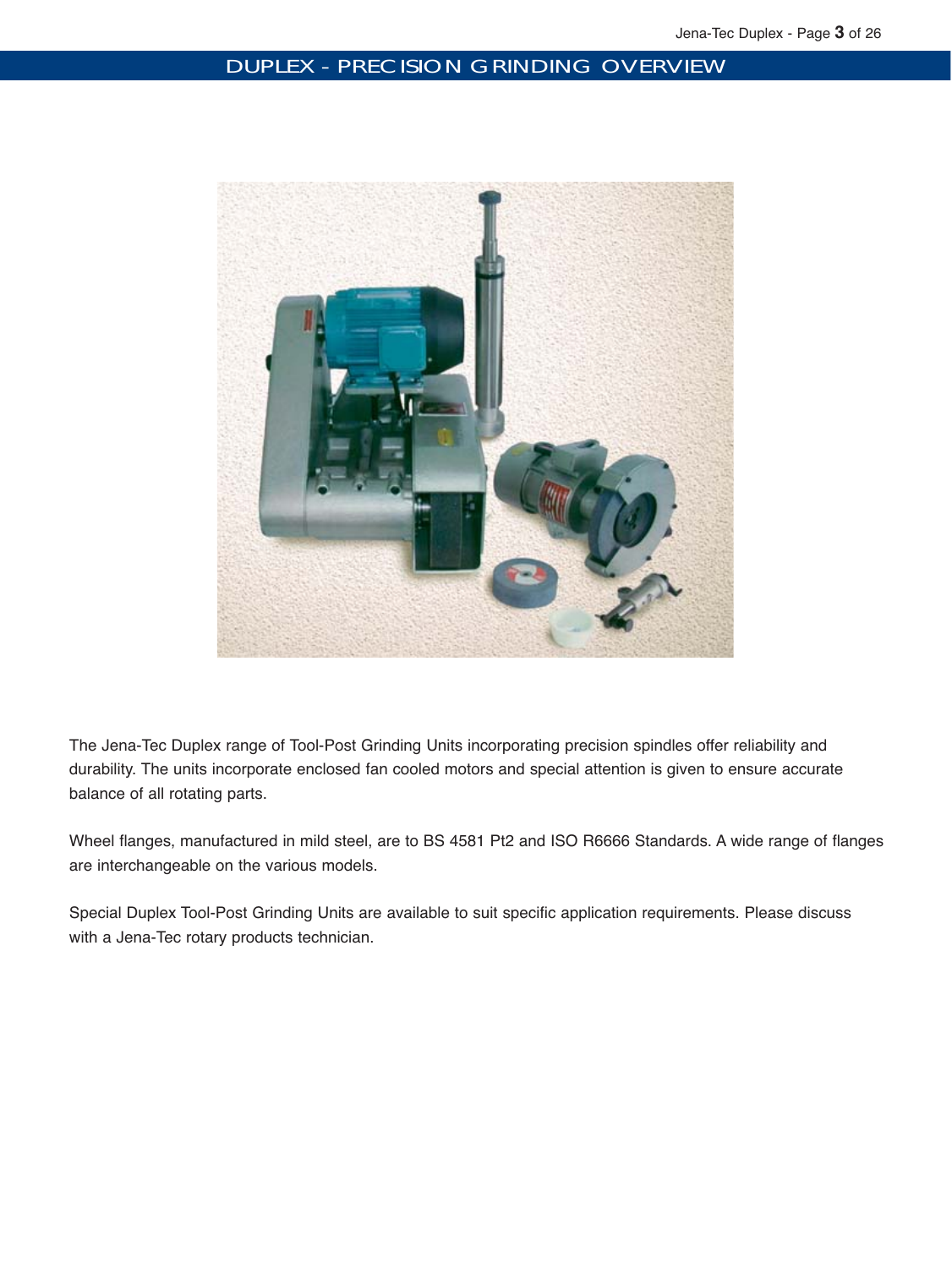# DUPLEX - PRECISION GRINDING OVERVIEW

The Jena-Tec Duplex range of Tool-Post Grinding Units incorporating precision spindles offer reliability and durability. The units incorporate enclosed fan cooled motors and special attention is given to ensure accurate balance of all rotating parts.

Wheel flanges, manufactured in mild steel, are to BS 4581 Pt2 and ISO R6666 Standards. A wide range of flanges are interchangeable on the various models.

Special Duplex Tool-Post Grinding Units are available to suit specific application requirements. Please discuss with a Jena-Tec rotary products technician.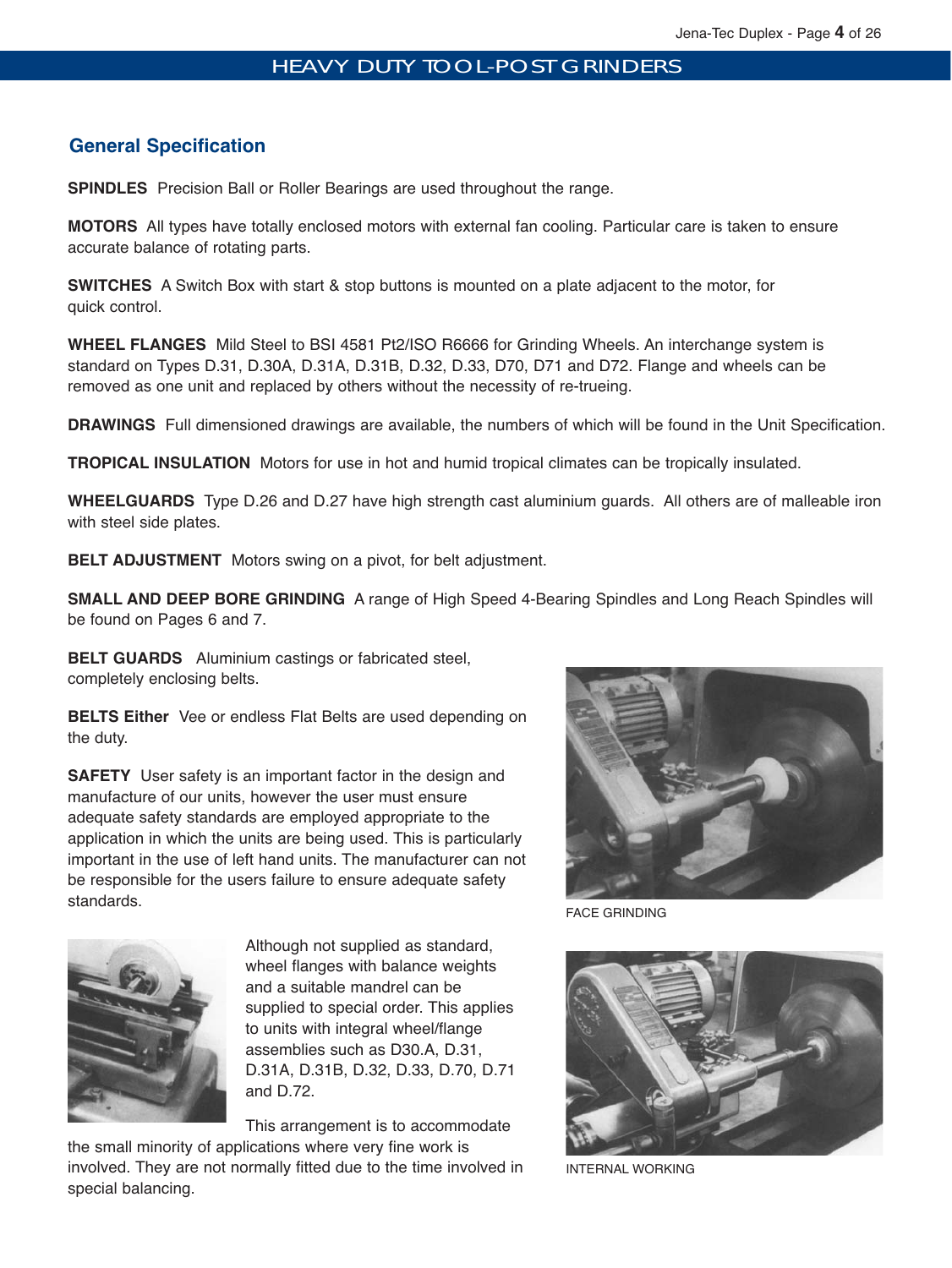## General Specification

**SPINDLES** Precision Ball or Roller Bearings are used throughout the range.

**MOTORS** All types have totally enclosed motors with external fan cooling. Particular care is taken to ensure accurate balance of rotating parts.

**SWITCHES** A Switch Box with start & stop buttons is mounted on a plate adjacent to the motor, for quick control.

**WHEEL FLANGES** Mild Steel to BSI 4581 Pt2/ISO R6666 for Grinding Wheels. An interchange system is standard on Types D.31, D.30A, D.31A, D.31B, D.32, D.33, D70, D71 and D72. Flange and wheels can be removed as one unit and replaced by others without the necessity of re-trueing.

**DRAWINGS** Full dimensioned drawings are available, the numbers of which will be found in the Unit Specification.

**TROPICAL INSULATION** Motors for use in hot and humid tropical climates can be tropically insulated.

**WHEELGUARDS** Type D.26 and D.27 have high strength cast aluminium guards. All others are of malleable iron with steel side plates.

**BELT ADJUSTMENT** Motors swing on a pivot, for belt adjustment.

**SMALL AND DEEP BORE GRINDING** A range of High Speed 4-Bearing Spindles and Long Reach Spindles will be found on Pages 6 and 7.

**BELT GUARDS** Aluminium castings or fabricated steel, completely enclosing belts.

**BELTS Either** Vee or endless Flat Belts are used depending on the duty.

**SAFETY** User safety is an important factor in the design and manufacture of our units, however the user must ensure adequate safety standards are employed appropriate to the application in which the units are being used. This is particularly important in the use of left hand units. The manufacturer can not be responsible for the users failure to ensure adequate safety standards.

Although not supplied as standard, wheel flanges with balance weights and a suitable mandrel can be supplied to special order. This applies to units with integral wheel/flange assemblies such as D30.A, D.31, D.31A, D.31B, D.32, D.33, D.70, D.71 and D.72.

This arrangement is to accommodate the small minority of applications where very fine work is involved. They are not normally fitted due to the time involved in special balancing.

FACE GRINDING

INTERNAL WORKING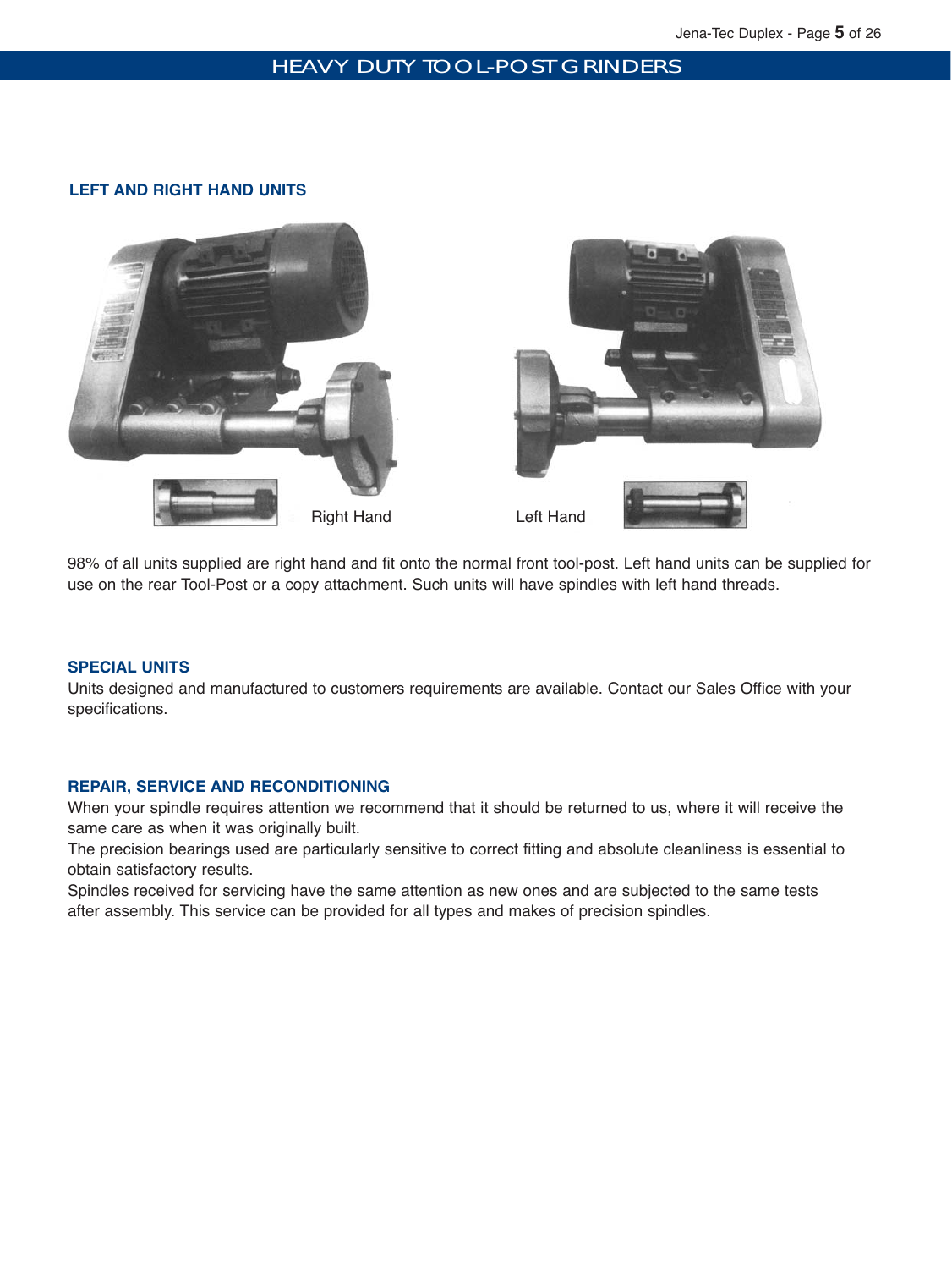## HEAVY DUTY TOOL-POST GRINDERS

### LEFT AND RIGHT HAND UNITS

Right Hand

Left Hand

98% of all units supplied are right hand and fit onto the normal front tool-post. Left hand units can be supplied for use on the rear Tool-Post or a copy attachment. Such units will have spindles with left hand threads.

### SPECIAL UNITS

Units designed and manufactured to customers requirements are available. Contact our Sales Office with your specifications.

### REPAIR, SERVICE AND RECONDITIONING

When your spindle requires attention we recommend that it should be returned to us, where it will receive the same care as when it was originally built.

The precision bearings used are particularly sensitive to correct fitting and absolute cleanliness is essential to obtain satisfactory results.

Spindles received for servicing have the same attention as new ones and are subjected to the same tests after assembly. This service can be provided for all types and makes of precision spindles.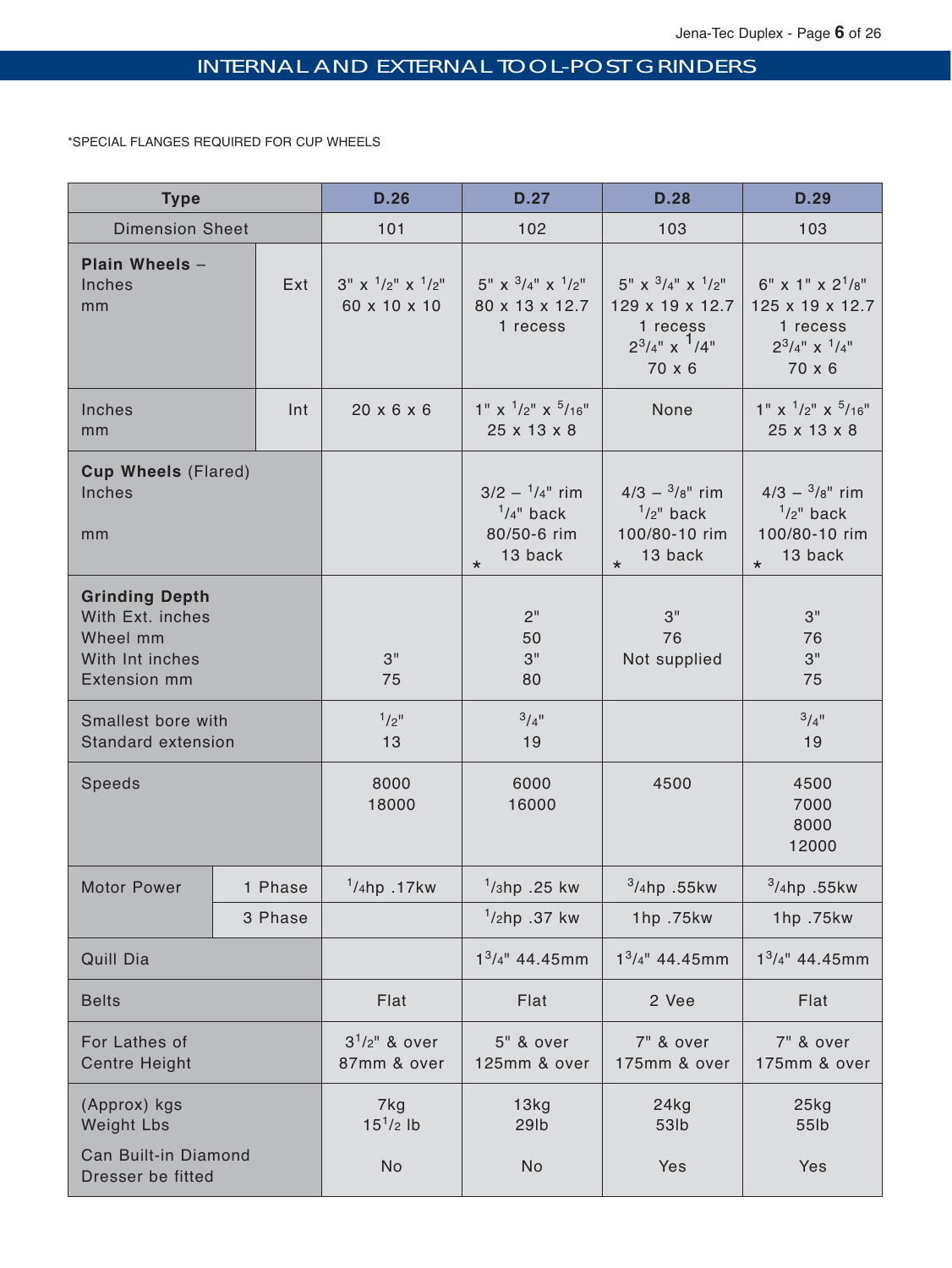## INTERNAL AND EXTERNAL TOOL-POST GRINDERS

*SPECIAL FLANGES REQUIRED FOR CUP WHEELS

| Type | | D.26 | D.27 | D.28 | D.29 |
|---|---|---|---|---|---|
| Dimension Sheet | | 101 | 102 | 103 | 103 |
| **Plain Wheels** – Inches mm | Ext | 3" x 1/2" x 1/2" 60 x 10 x 10 | 5" x 3/4" x 1/2" 80 x 13 x 12.7 1 recess | 5" x 3/4" x 1/2" 129 x 19 x 12.7 1 recess 2 3/4" x 1/4" 70 x 6 | 6" x 1" x 2 1/8" 125 x 19 x 12.7 1 recess 2 3/4" x 1/4" 70 x 6 |
| Inches mm | Int | 20 x 6 x 6 | 1" x 1/2" x 5/16" 25 x 13 x 8 | None | 1" x 1/2" x 5/16" 25 x 13 x 8 |
| **Cup Wheels** (Flared) Inches mm | | | 3/2 – 1/4" rim 1/4" back 80/50-6 rim 13 back * | 4/3 – 3/8" rim 1/2" back 100/80-10 rim 13 back * | 4/3 – 3/8" rim 1/2" back 100/80-10 rim 13 back * |
| **Grinding Depth** With Ext. inches Wheel mm With Int inches Extension mm | | 3" 75 | 2" 50 3" 80 | 3" 76 Not supplied | 3" 76 3" 75 |
| Smallest bore with Standard extension | | 1/2" 13 | 3/4" 19 | | 3/4" 19 |
| Speeds | | 8000 18000 | 6000 16000 | 4500 | 4500 7000 8000 12000 |
| Motor Power | 1 Phase | 1/4hp .17kw | 1/3hp .25 kw | 3/4hp .55kw | 3/4hp .55kw |
| | 3 Phase | | 1/2hp .37 kw | 1hp .75kw | 1hp .75kw |
| Quill Dia | | | 1 3/4" 44.45mm | 1 3/4" 44.45mm | 1 3/4" 44.45mm |
| Belts | | Flat | Flat | 2 Vee | Flat |
| For Lathes of Centre Height | | 3 1/2" & over 87mm & over | 5" & over 125mm & over | 7" & over 175mm & over | 7" & over 175mm & over |
| (Approx) kgs Weight Lbs | | 7kg 15 1/2 lb | 13kg 29lb | 24kg 53lb | 25kg 55lb |
| Can Built-in Diamond Dresser be fitted | | No | No | Yes | Yes |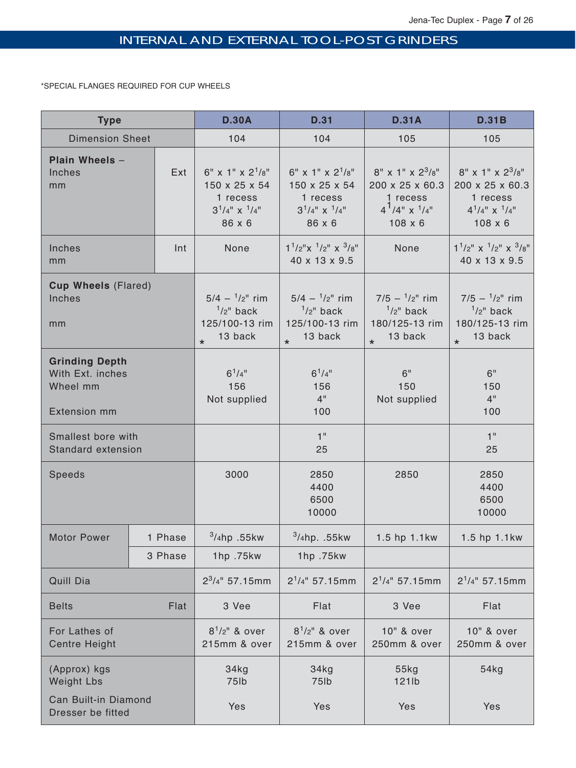## INTERNAL AND EXTERNAL TOOL-POST GRINDERS

*SPECIAL FLANGES REQUIRED FOR CUP WHEELS

| Type | | D.30A | D.31 | D.31A | D.31B |
|---|---|---|---|---|---|
| Dimension Sheet | | 104 | 104 | 105 | 105 |
| **Plain Wheels** – Inches mm | Ext | 6" x 1" x 2 1/8" 150 x 25 x 54 1 recess 3 1/4" x 1/4" 86 x 6 | 6" x 1" x 2 1/8" 150 x 25 x 54 1 recess 3 1/4" x 1/4" 86 x 6 | 8" x 1" x 2 3/8" 200 x 25 x 60.3 1 recess 4 1/4" x 1/4" 108 x 6 | 8" x 1" x 2 3/8" 200 x 25 x 60.3 1 recess 4 1/4" x 1/4" 108 x 6 |
| Inches mm | Int | None | 1 1/2"x 1/2" x 3/8" 40 x 13 x 9.5 | None | 1 1/2" x 1/2" x 3/8" 40 x 13 x 9.5 |
| **Cup Wheels** (Flared) Inches mm | | 5/4 – 1/2" rim 1/2" back 125/100-13 rim 13 back * | 5/4 – 1/2" rim 1/2" back 125/100-13 rim 13 back * | 7/5 – 1/2" rim 1/2" back 180/125-13 rim 13 back * | 7/5 – 1/2" rim 1/2" back 180/125-13 rim 13 back * |
| **Grinding Depth** With Ext. inches Wheel mm Extension mm | | 6 1/4" 156 Not supplied | 6 1/4" 156 4" 100 | 6" 150 Not supplied | 6" 150 4" 100 |
| Smallest bore with Standard extension | | | 1" 25 | | 1" 25 |
| Speeds | | 3000 | 2850 4400 6500 10000 | 2850 | 2850 4400 6500 10000 |
| Motor Power | 1 Phase | 3/4hp .55kw | 3/4hp. .55kw | 1.5 hp 1.1kw | 1.5 hp 1.1kw |
| | 3 Phase | 1hp .75kw | 1hp .75kw | | |
| Quill Dia | | 2 3/4" 57.15mm | 2 1/4" 57.15mm | 2 1/4" 57.15mm | 2 1/4" 57.15mm |
| Belts | Flat | 3 Vee | Flat | 3 Vee | Flat |
| For Lathes of Centre Height | | 8 1/2" & over 215mm & over | 8 1/2" & over 215mm & over | 10" & over 250mm & over | 10" & over 250mm & over |
| (Approx) kgs Weight Lbs | | 34kg 75lb | 34kg 75lb | 55kg 121lb | 54kg |
| Can Built-in Diamond Dresser be fitted | | Yes | Yes | Yes | Yes |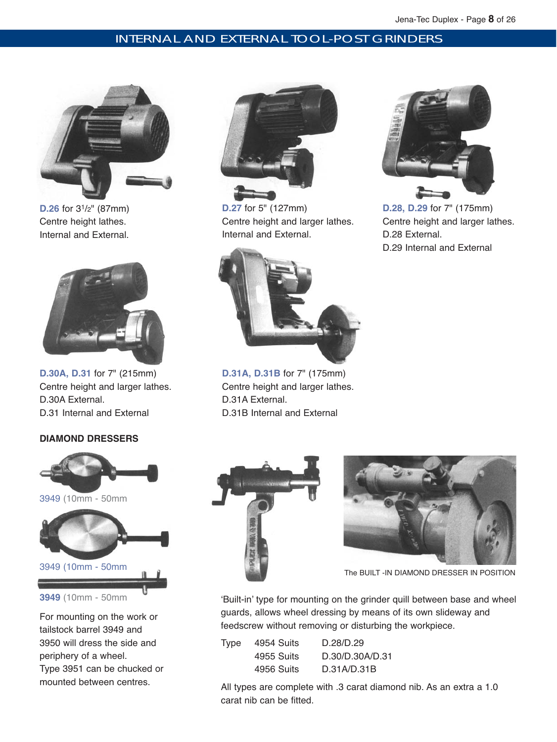## INTERNAL AND EXTERNAL TOOL-POST GRINDERS

**D.26** for 3½" (87mm)
Centre height lathes.
Internal and External.

**D.27** for 5" (127mm)
Centre height and larger lathes.
Internal and External.

**D.28, D.29** for 7" (175mm)
Centre height and larger lathes.
D.28 External.
D.29 Internal and External

**D.30A, D.31** for 7" (215mm)
Centre height and larger lathes.
D.30A External.
D.31 Internal and External

**D.31A, D.31B** for 7" (175mm)
Centre height and larger lathes.
D.31A External.
D.31B Internal and External

### DIAMOND DRESSERS

3949 (10mm - 50mm

3949 (10mm - 50mm

**3949** (10mm - 50mm

For mounting on the work or tailstock barrel 3949 and 3950 will dress the side and periphery of a wheel.
Type 3951 can be chucked or mounted between centres.

The BUILT -IN DIAMOND DRESSER IN POSITION

'Built-in' type for mounting on the grinder quill between base and wheel guards, allows wheel dressing by means of its own slideway and feedscrew without removing or disturbing the workpiece.

| Type | | |
|---|---|---|
| | 4954 Suits | D.28/D.29 |
| | 4955 Suits | D.30/D.30A/D.31 |
| | 4956 Suits | D.31A/D.31B |

All types are complete with .3 carat diamond nib. As an extra a 1.0 carat nib can be fitted.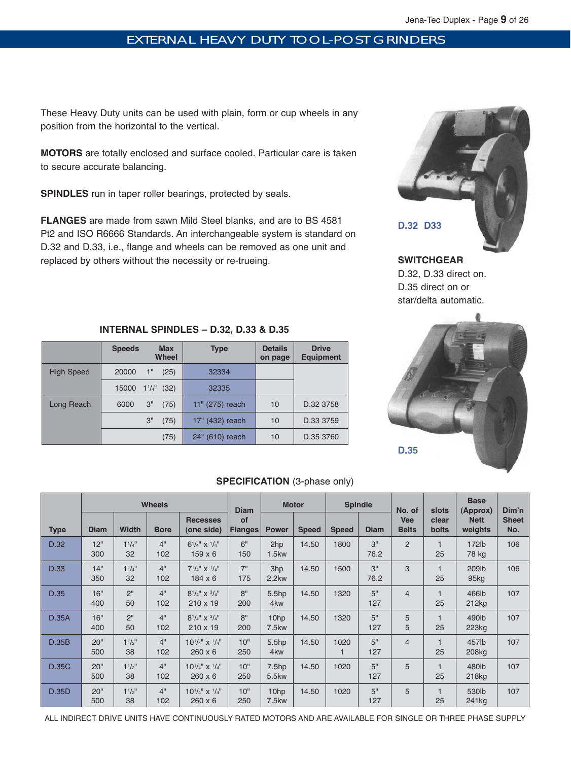# EXTERNAL HEAVY DUTY TOOL-POST GRINDERS

These Heavy Duty units can be used with plain, form or cup wheels in any position from the horizontal to the vertical.

**MOTORS** are totally enclosed and surface cooled. Particular care is taken to secure accurate balancing.

**SPINDLES** run in taper roller bearings, protected by seals.

**FLANGES** are made from sawn Mild Steel blanks, and are to BS 4581 Pt2 and ISO R6666 Standards. An interchangeable system is standard on D.32 and D.33, i.e., flange and wheels can be removed as one unit and replaced by others without the necessity or re-trueing.

D.32 D33

**SWITCHGEAR**
D.32, D.33 direct on.
D.35 direct on or star/delta automatic.

D.35

### INTERNAL SPINDLES – D.32, D.33 & D.35

| | Speeds | Max Wheel | Type | Details on page | Drive Equipment |
|---|---|---|---|---|---|
| High Speed | 20000 | 1" (25) | 32334 | | |
| | 15000 | 1¼" (32) | 32335 | | |
| Long Reach | 6000 | 3" (75) | 11" (275) reach | 10 | D.32 3758 |
| | | 3" (75) | 17" (432) reach | 10 | D.33 3759 |
| | | (75) | 24" (610) reach | 10 | D.35 3760 |

### SPECIFICATION (3-phase only)

| | Wheels | | | | Diam of Flanges | Motor | | Spindle | | No. of Vee Belts | slots clear bolts | Base (Approx) Nett weights | Dim'n Sheet No. |
|---|---|---|---|---|---|---|---|---|---|---|---|---|---|
| Type | Diam | Width | Bore | Recesses (one side) | | Power | Speed | Speed | Diam | | | | |
| D.32 | 12" 300 | 1¼" 32 | 4" 102 | 6¼" x ¼" 159 x 6 | 6" 150 | 2hp 1.5kw | 14.50 | 1800 | 3" 76.2 | 2 | 1 25 | 172lb 78 kg | 106 |
| D.33 | 14" 350 | 1¼" 32 | 4" 102 | 7¼" x ¼" 184 x 6 | 7" 175 | 3hp 2.2kw | 14.50 | 1500 | 3" 76.2 | 3 | 1 25 | 209lb 95kg | 106 |
| D.35 | 16" 400 | 2" 50 | 4" 102 | 8¼" x ¾" 210 x 19 | 8" 200 | 5.5hp 4kw | 14.50 | 1320 | 5" 127 | 4 | 1 25 | 466lb 212kg | 107 |
| D.35A | 16" 400 | 2" 50 | 4" 102 | 8¼" x ¾" 210 x 19 | 8" 200 | 10hp 7.5kw | 14.50 | 1320 | 5" 127 | 5 5 | 1 25 | 490lb 223kg | 107 |
| D.35B | 20" 500 | 1½" 38 | 4" 102 | 10¼" x ¼" 260 x 6 | 10" 250 | 5.5hp 4kw | 14.50 | 1020 1 | 5" 127 | 4 | 1 25 | 457lb 208kg | 107 |
| D.35C | 20" 500 | 1½" 38 | 4" 102 | 10¼" x ¼" 260 x 6 | 10" 250 | 7.5hp 5.5kw | 14.50 | 1020 | 5" 127 | 5 | 1 25 | 480lb 218kg | 107 |
| D.35D | 20" 500 | 1½" 38 | 4" 102 | 10¼" x ¼" 260 x 6 | 10" 250 | 10hp 7.5kw | 14.50 | 1020 | 5" 127 | 5 | 1 25 | 530lb 241kg | 107 |

ALL INDIRECT DRIVE UNITS HAVE CONTINUOUSLY RATED MOTORS AND ARE AVAILABLE FOR SINGLE OR THREE PHASE SUPPLY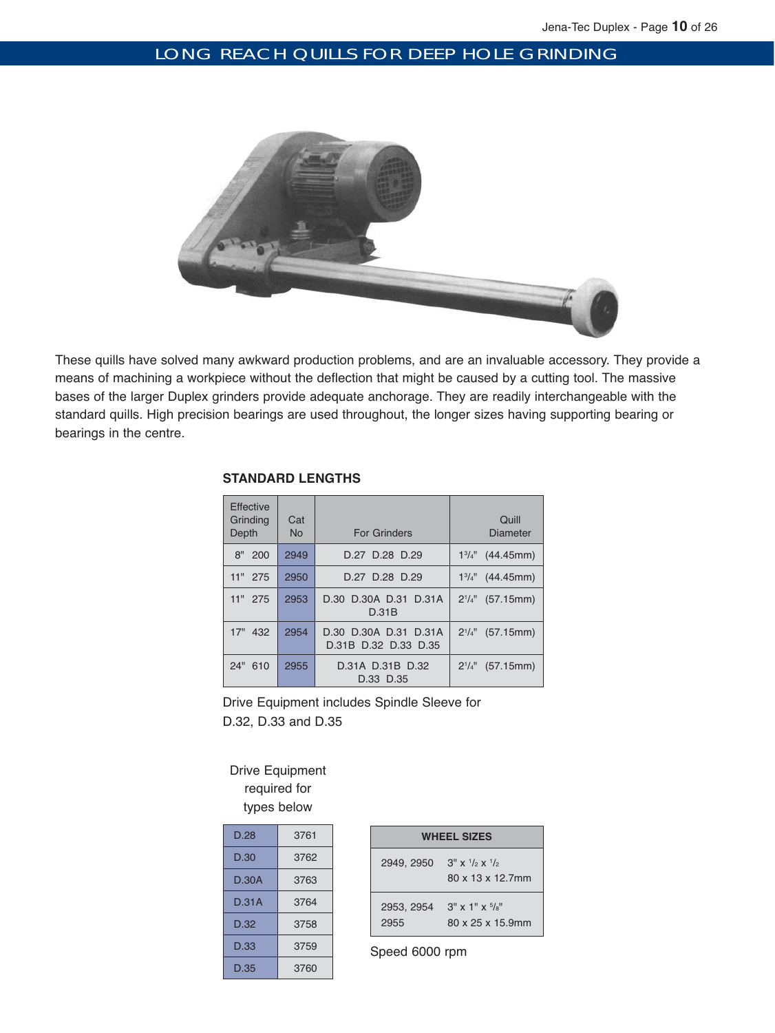# LONG REACH QUILLS FOR DEEP HOLE GRINDING

These quills have solved many awkward production problems, and are an invaluable accessory. They provide a means of machining a workpiece without the deflection that might be caused by a cutting tool. The massive bases of the larger Duplex grinders provide adequate anchorage. They are readily interchangeable with the standard quills. High precision bearings are used throughout, the longer sizes having supporting bearing or bearings in the centre.

**STANDARD LENGTHS**

| Effective Grinding Depth | Cat No | For Grinders | Quill Diameter |
|---|---|---|---|
| 8" 200 | 2949 | D.27 D.28 D.29 | $1^{3}/_{4}$" (44.45mm) |
| 11" 275 | 2950 | D.27 D.28 D.29 | $1^{3}/_{4}$" (44.45mm) |
| 11" 275 | 2953 | D.30 D.30A D.31 D.31A D.31B | $2^{1}/_{4}$" (57.15mm) |
| 17" 432 | 2954 | D.30 D.30A D.31 D.31A D.31B D.32 D.33 D.35 | $2^{1}/_{4}$" (57.15mm) |
| 24" 610 | 2955 | D.31A D.31B D.32 D.33 D.35 | $2^{1}/_{4}$" (57.15mm) |

Drive Equipment includes Spindle Sleeve for D.32, D.33 and D.35

Drive Equipment required for types below

| | |
|---|---|
| D.28 | 3761 |
| D.30 | 3762 |
| D.30A | 3763 |
| D.31A | 3764 |
| D.32 | 3758 |
| D.33 | 3759 |
| D.35 | 3760 |

| WHEEL SIZES | |
|---|---|
| 2949, 2950 | 3" x $^{1}/_{2}$ x $^{1}/_{2}$<br>80 x 13 x 12.7mm |
| 2953, 2954<br>2955 | 3" x 1" x $^{5}/_{8}$"<br>80 x 25 x 15.9mm |

Speed 6000 rpm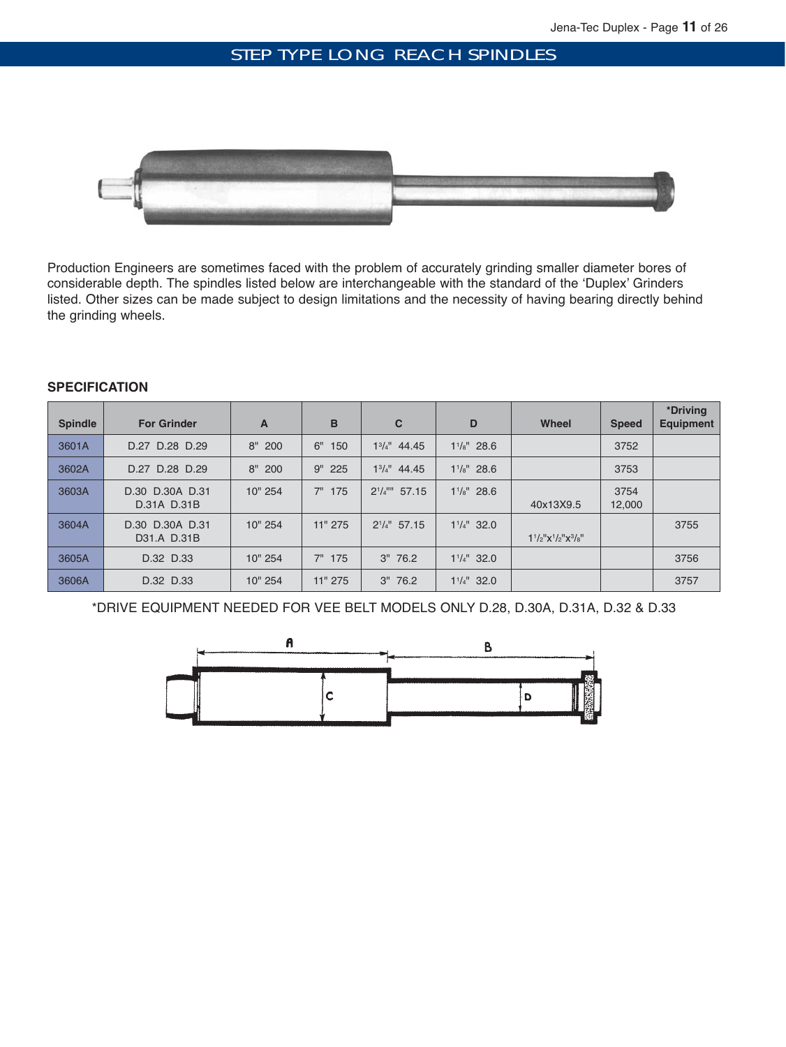# STEP TYPE LONG REACH SPINDLES

Production Engineers are sometimes faced with the problem of accurately grinding smaller diameter bores of considerable depth. The spindles listed below are interchangeable with the standard of the 'Duplex' Grinders listed. Other sizes can be made subject to design limitations and the necessity of having bearing directly behind the grinding wheels.

**SPECIFICATION**

| Spindle | For Grinder | A | B | C | D | Wheel | Speed | *Driving Equipment |
|---|---|---|---|---|---|---|---|---|
| 3601A | D.27 D.28 D.29 | 8" 200 | 6" 150 | 1 3/4" 44.45 | 1 1/8" 28.6 | | 3752 | |
| 3602A | D.27 D.28 D.29 | 8" 200 | 9" 225 | 1 3/4" 44.45 | 1 1/8" 28.6 | | 3753 | |
| 3603A | D.30 D.30A D.31 D.31A D.31B | 10" 254 | 7" 175 | 2 1/4"" 57.15 | 1 1/8" 28.6 | 40x13X9.5 | 3754 12,000 | |
| 3604A | D.30 D.30A D.31 D31.A D.31B | 10" 254 | 11" 275 | 2 1/4" 57.15 | 1 1/4" 32.0 | 1 1/2"x1/2"x3/8" | | 3755 |
| 3605A | D.32 D.33 | 10" 254 | 7" 175 | 3" 76.2 | 1 1/4" 32.0 | | | 3756 |
| 3606A | D.32 D.33 | 10" 254 | 11" 275 | 3" 76.2 | 1 1/4" 32.0 | | | 3757 |

*DRIVE EQUIPMENT NEEDED FOR VEE BELT MODELS ONLY D.28, D.30A, D.31A, D.32 & D.33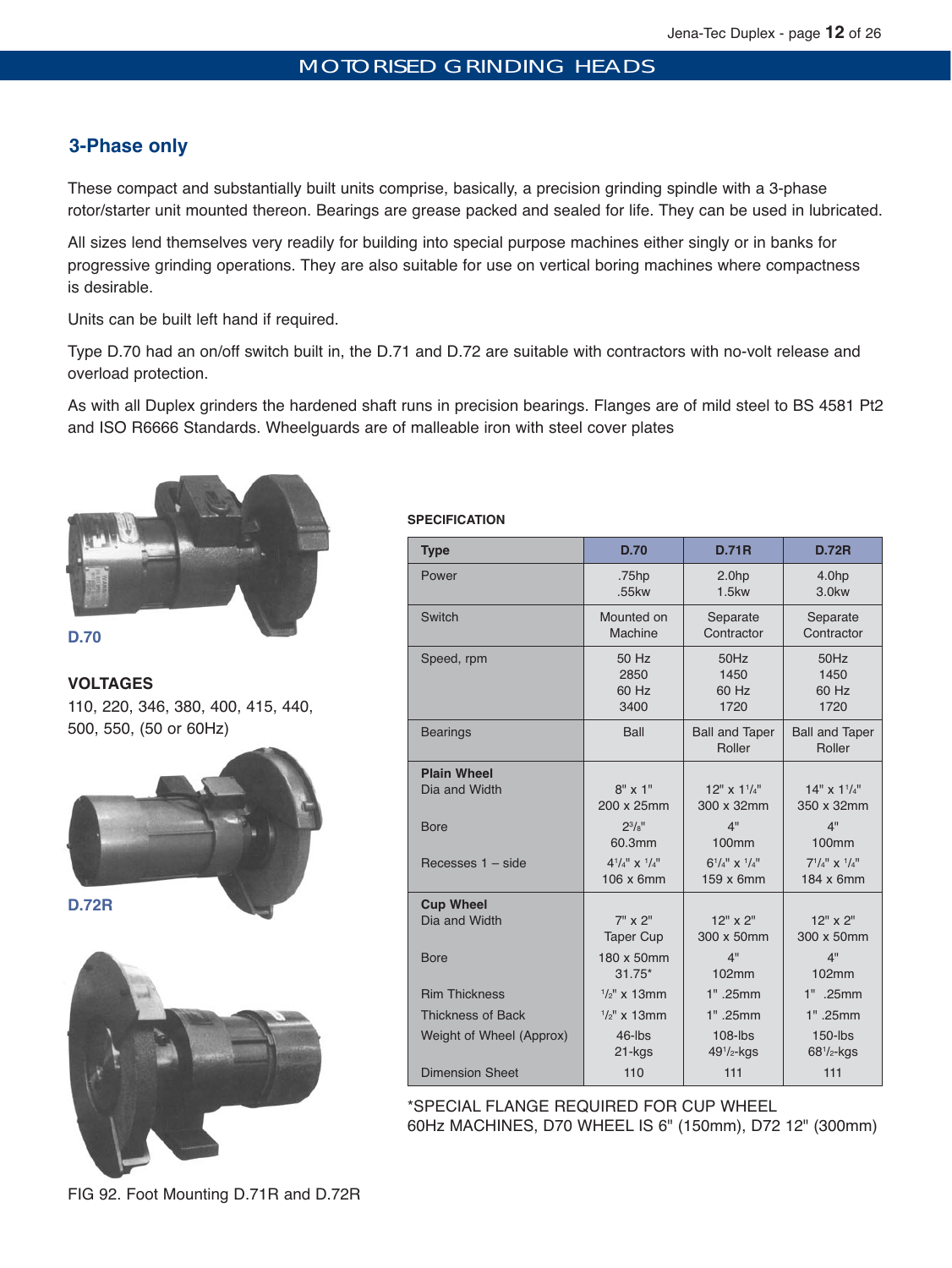# MOTORISED GRINDING HEADS

## 3-Phase only

These compact and substantially built units comprise, basically, a precision grinding spindle with a 3-phase rotor/starter unit mounted thereon. Bearings are grease packed and sealed for life. They can be used in lubricated.

All sizes lend themselves very readily for building into special purpose machines either singly or in banks for progressive grinding operations. They are also suitable for use on vertical boring machines where compactness is desirable.

Units can be built left hand if required.

Type D.70 had an on/off switch built in, the D.71 and D.72 are suitable with contractors with no-volt release and overload protection.

As with all Duplex grinders the hardened shaft runs in precision bearings. Flanges are of mild steel to BS 4581 Pt2 and ISO R6666 Standards. Wheelguards are of malleable iron with steel cover plates

D.70

**VOLTAGES**

110, 220, 346, 380, 400, 415, 440, 500, 550, (50 or 60Hz)

D.72R

FIG 92. Foot Mounting D.71R and D.72R

**SPECIFICATION**

| Type | D.70 | D.71R | D.72R |
|---|---|---|---|
| Power | .75hp<br>.55kw | 2.0hp<br>1.5kw | 4.0hp<br>3.0kw |
| Switch | Mounted on Machine | Separate Contractor | Separate Contractor |
| Speed, rpm | 50 Hz<br>2850<br>60 Hz<br>3400 | 50Hz<br>1450<br>60 Hz<br>1720 | 50Hz<br>1450<br>60 Hz<br>1720 |
| Bearings | Ball | Ball and Taper Roller | Ball and Taper Roller |
| **Plain Wheel** | | | |
| Dia and Width | 8" x 1"<br>200 x 25mm | 12" x 1 1/4"<br>300 x 32mm | 14" x 1 1/4"<br>350 x 32mm |
| Bore | 2 3/8"<br>60.3mm | 4"<br>100mm | 4"<br>100mm |
| Recesses 1 – side | 4 1/4" x 1/4"<br>106 x 6mm | 6 1/4" x 1/4"<br>159 x 6mm | 7 1/4" x 1/4"<br>184 x 6mm |
| **Cup Wheel** | | | |
| Dia and Width | 7" x 2"<br>Taper Cup | 12" x 2"<br>300 x 50mm | 12" x 2"<br>300 x 50mm |
| Bore | 180 x 50mm<br>31.75* | 4"<br>102mm | 4"<br>102mm |
| Rim Thickness | 1/2" x 13mm | 1" .25mm | 1" .25mm |
| Thickness of Back | 1/2" x 13mm | 1" .25mm | 1" .25mm |
| Weight of Wheel (Approx) | 46-lbs<br>21-kgs | 108-lbs<br>49 1/2-kgs | 150-lbs<br>68 1/2-kgs |
| Dimension Sheet | 110 | 111 | 111 |

*SPECIAL FLANGE REQUIRED FOR CUP WHEEL
60Hz MACHINES, D70 WHEEL IS 6" (150mm), D72 12" (300mm)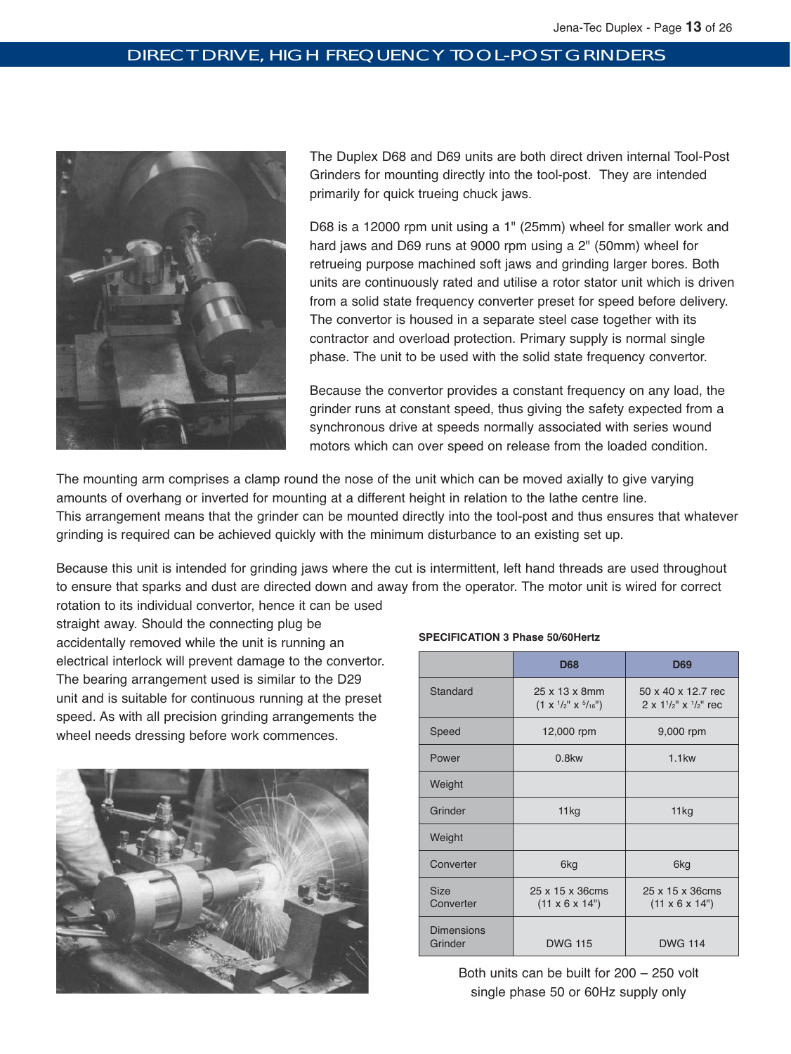# DIRECT DRIVE, HIGH FREQUENCY TOOL-POST GRINDERS

The Duplex D68 and D69 units are both direct driven internal Tool-Post Grinders for mounting directly into the tool-post. They are intended primarily for quick trueing chuck jaws.

D68 is a 12000 rpm unit using a 1" (25mm) wheel for smaller work and hard jaws and D69 runs at 9000 rpm using a 2" (50mm) wheel for retrueing purpose machined soft jaws and grinding larger bores. Both units are continuously rated and utilise a rotor stator unit which is driven from a solid state frequency converter preset for speed before delivery. The convertor is housed in a separate steel case together with its contractor and overload protection. Primary supply is normal single phase. The unit to be used with the solid state frequency convertor.

Because the convertor provides a constant frequency on any load, the grinder runs at constant speed, thus giving the safety expected from a synchronous drive at speeds normally associated with series wound motors which can over speed on release from the loaded condition.

The mounting arm comprises a clamp round the nose of the unit which can be moved axially to give varying amounts of overhang or inverted for mounting at a different height in relation to the lathe centre line.
This arrangement means that the grinder can be mounted directly into the tool-post and thus ensures that whatever grinding is required can be achieved quickly with the minimum disturbance to an existing set up.

Because this unit is intended for grinding jaws where the cut is intermittent, left hand threads are used throughout to ensure that sparks and dust are directed down and away from the operator. The motor unit is wired for correct rotation to its individual convertor, hence it can be used straight away. Should the connecting plug be accidentally removed while the unit is running an electrical interlock will prevent damage to the convertor. The bearing arrangement used is similar to the D29 unit and is suitable for continuous running at the preset speed. As with all precision grinding arrangements the wheel needs dressing before work commences.

**SPECIFICATION 3 Phase 50/60Hertz**

| | D68 | D69 |
|---|---|---|
| Standard | 25 x 13 x 8mm (1 x 1/2" x 5/16") | 50 x 40 x 12.7 rec 2 x 1 1/2" x 1/2" rec |
| Speed | 12,000 rpm | 9,000 rpm |
| Power | 0.8kw | 1.1kw |
| Weight | | |
| Grinder | 11kg | 11kg |
| Weight | | |
| Converter | 6kg | 6kg |
| Size Converter | 25 x 15 x 36cms (11 x 6 x 14") | 25 x 15 x 36cms (11 x 6 x 14") |
| Dimensions Grinder | DWG 115 | DWG 114 |

Both units can be built for 200 – 250 volt single phase 50 or 60Hz supply only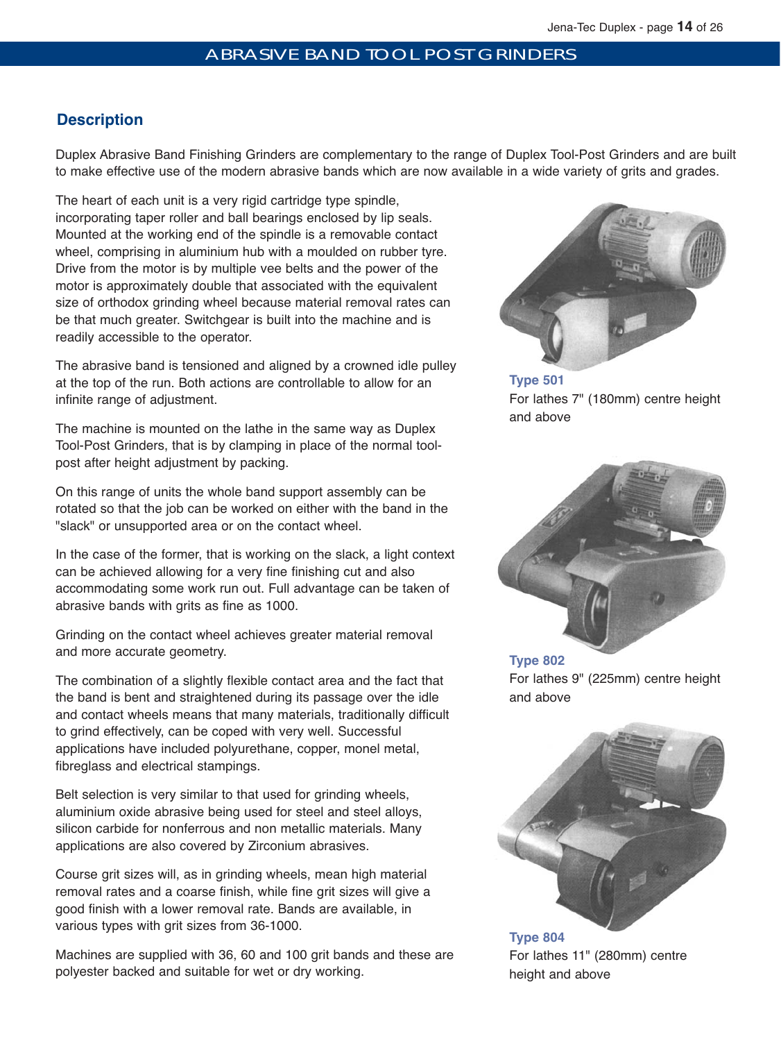# ABRASIVE BAND TOOL POST GRINDERS

## Description

Duplex Abrasive Band Finishing Grinders are complementary to the range of Duplex Tool-Post Grinders and are built to make effective use of the modern abrasive bands which are now available in a wide variety of grits and grades.

The heart of each unit is a very rigid cartridge type spindle, incorporating taper roller and ball bearings enclosed by lip seals. Mounted at the working end of the spindle is a removable contact wheel, comprising in aluminium hub with a moulded on rubber tyre. Drive from the motor is by multiple vee belts and the power of the motor is approximately double that associated with the equivalent size of orthodox grinding wheel because material removal rates can be that much greater. Switchgear is built into the machine and is readily accessible to the operator.

The abrasive band is tensioned and aligned by a crowned idle pulley at the top of the run. Both actions are controllable to allow for an infinite range of adjustment.

The machine is mounted on the lathe in the same way as Duplex Tool-Post Grinders, that is by clamping in place of the normal tool-post after height adjustment by packing.

On this range of units the whole band support assembly can be rotated so that the job can be worked on either with the band in the "slack" or unsupported area or on the contact wheel.

In the case of the former, that is working on the slack, a light context can be achieved allowing for a very fine finishing cut and also accommodating some work run out. Full advantage can be taken of abrasive bands with grits as fine as 1000.

Grinding on the contact wheel achieves greater material removal and more accurate geometry.

The combination of a slightly flexible contact area and the fact that the band is bent and straightened during its passage over the idle and contact wheels means that many materials, traditionally difficult to grind effectively, can be coped with very well. Successful applications have included polyurethane, copper, monel metal, fibreglass and electrical stampings.

Belt selection is very similar to that used for grinding wheels, aluminium oxide abrasive being used for steel and steel alloys, silicon carbide for nonferrous and non metallic materials. Many applications are also covered by Zirconium abrasives.

Course grit sizes will, as in grinding wheels, mean high material removal rates and a coarse finish, while fine grit sizes will give a good finish with a lower removal rate. Bands are available, in various types with grit sizes from 36-1000.

Machines are supplied with 36, 60 and 100 grit bands and these are polyester backed and suitable for wet or dry working.

**Type 501**
For lathes 7" (180mm) centre height and above

**Type 802**
For lathes 9" (225mm) centre height and above

**Type 804**
For lathes 11" (280mm) centre height and above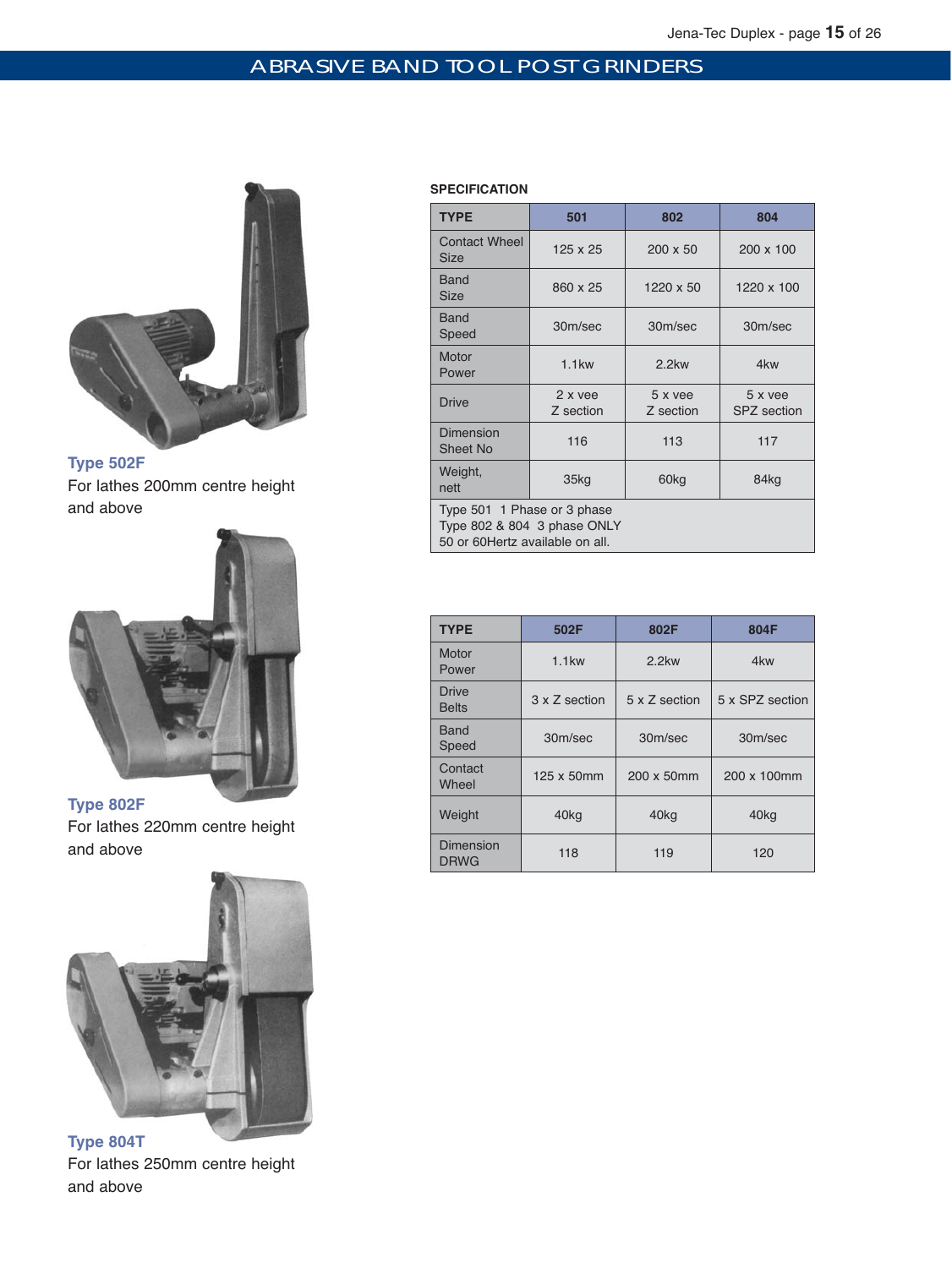# ABRASIVE BAND TOOL POST GRINDERS

**Type 502F**
For lathes 200mm centre height and above

**Type 802F**
For lathes 220mm centre height and above

**Type 804T**
For lathes 250mm centre height and above

**SPECIFICATION**

| TYPE | 501 | 802 | 804 |
|---|---|---|---|
| Contact Wheel Size | 125 x 25 | 200 x 50 | 200 x 100 |
| Band Size | 860 x 25 | 1220 x 50 | 1220 x 100 |
| Band Speed | 30m/sec | 30m/sec | 30m/sec |
| Motor Power | 1.1kw | 2.2kw | 4kw |
| Drive | 2 x vee Z section | 5 x vee Z section | 5 x vee SPZ section |
| Dimension Sheet No | 116 | 113 | 117 |
| Weight, nett | 35kg | 60kg | 84kg |
| Type 501 1 Phase or 3 phase<br>Type 802 & 804 3 phase ONLY<br>50 or 60Hertz available on all. | | | |

| TYPE | 502F | 802F | 804F |
|---|---|---|---|
| Motor Power | 1.1kw | 2.2kw | 4kw |
| Drive Belts | 3 x Z section | 5 x Z section | 5 x SPZ section |
| Band Speed | 30m/sec | 30m/sec | 30m/sec |
| Contact Wheel | 125 x 50mm | 200 x 50mm | 200 x 100mm |
| Weight | 40kg | 40kg | 40kg |
| Dimension DRWG | 118 | 119 | 120 |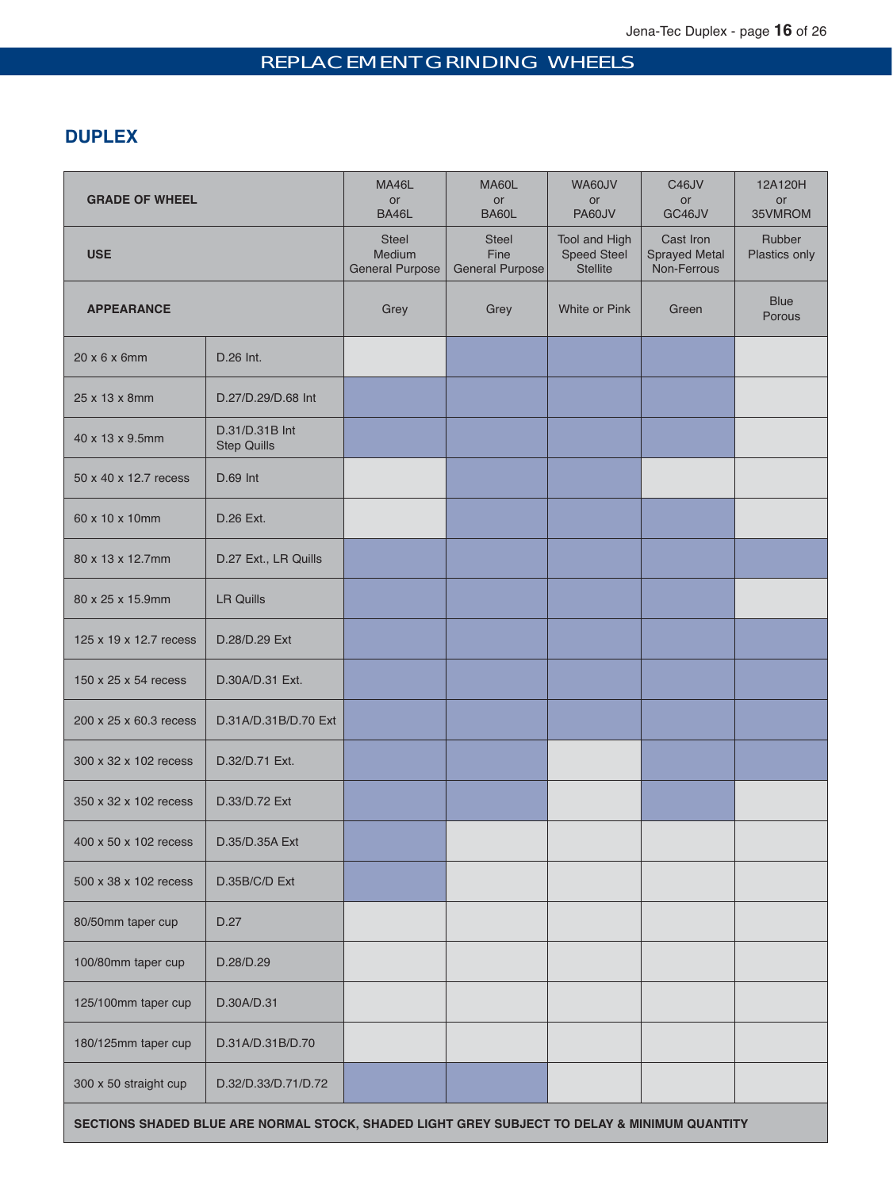## REPLACEMENT GRINDING WHEELS

### DUPLEX

| GRADE OF WHEEL | | MA46L or BA46L | MA60L or BA60L | WA60JV or PA60JV | C46JV or GC46JV | 12A120H or 35VMROM |
|---|---|---|---|---|---|---|
| **USE** | | Steel Medium General Purpose | Steel Fine General Purpose | Tool and High Speed Steel Stellite | Cast Iron Sprayed Metal Non-Ferrous | Rubber Plastics only |
| **APPEARANCE** | | Grey | Grey | White or Pink | Green | Blue Porous |
| 20 x 6 x 6mm | D.26 Int. | | ■ | ■ | ■ | |
| 25 x 13 x 8mm | D.27/D.29/D.68 Int | ■ | ■ | ■ | ■ | |
| 40 x 13 x 9.5mm | D.31/D.31B Int Step Quills | ■ | ■ | ■ | ■ | |
| 50 x 40 x 12.7 recess | D.69 Int | | ■ | ■ | | |
| 60 x 10 x 10mm | D.26 Ext. | | ■ | ■ | ■ | |
| 80 x 13 x 12.7mm | D.27 Ext., LR Quills | ■ | ■ | ■ | ■ | ■ |
| 80 x 25 x 15.9mm | LR Quills | ■ | ■ | ■ | ■ | |
| 125 x 19 x 12.7 recess | D.28/D.29 Ext | ■ | ■ | ■ | ■ | ■ |
| 150 x 25 x 54 recess | D.30A/D.31 Ext. | ■ | ■ | ■ | ■ | ■ |
| 200 x 25 x 60.3 recess | D.31A/D.31B/D.70 Ext | ■ | ■ | ■ | ■ | ■ |
| 300 x 32 x 102 recess | D.32/D.71 Ext. | ■ | ■ | | ■ | ■ |
| 350 x 32 x 102 recess | D.33/D.72 Ext | ■ | ■ | | ■ | |
| 400 x 50 x 102 recess | D.35/D.35A Ext | ■ | | | | |
| 500 x 38 x 102 recess | D.35B/C/D Ext | ■ | | | | |
| 80/50mm taper cup | D.27 | | | | | |
| 100/80mm taper cup | D.28/D.29 | | | | | |
| 125/100mm taper cup | D.30A/D.31 | | | | | |
| 180/125mm taper cup | D.31A/D.31B/D.70 | | | | | |
| 300 x 50 straight cup | D.32/D.33/D.71/D.72 | ■ | ■ | | | |

**SECTIONS SHADED BLUE ARE NORMAL STOCK, SHADED LIGHT GREY SUBJECT TO DELAY & MINIMUM QUANTITY**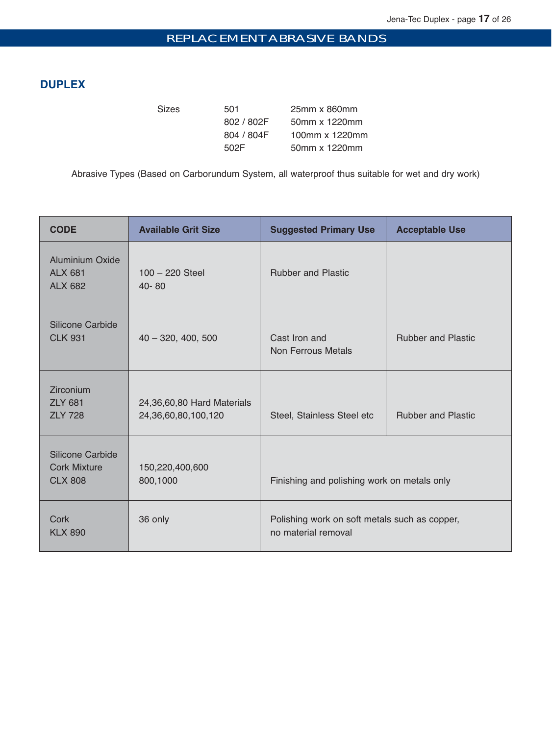# REPLACEMENT ABRASIVE BANDS

## DUPLEX

| Sizes | | |
|---|---|---|
| | 501 | 25mm x 860mm |
| | 802 / 802F | 50mm x 1220mm |
| | 804 / 804F | 100mm x 1220mm |
| | 502F | 50mm x 1220mm |

Abrasive Types (Based on Carborundum System, all waterproof thus suitable for wet and dry work)

| CODE | Available Grit Size | Suggested Primary Use | Acceptable Use |
|---|---|---|---|
| Aluminium Oxide<br>ALX 681<br>ALX 682 | 100 – 220 Steel<br>40- 80 | Rubber and Plastic | |
| Silicone Carbide<br>CLK 931 | 40 – 320, 400, 500 | Cast Iron and<br>Non Ferrous Metals | Rubber and Plastic |
| Zirconium<br>ZLY 681<br>ZLY 728 | 24,36,60,80 Hard Materials<br>24,36,60,80,100,120 | Steel, Stainless Steel etc | Rubber and Plastic |
| Silicone Carbide<br>Cork Mixture<br>CLX 808 | 150,220,400,600<br>800,1000 | Finishing and polishing work on metals only | |
| Cork<br>KLX 890 | 36 only | Polishing work on soft metals such as copper,<br>no material removal | |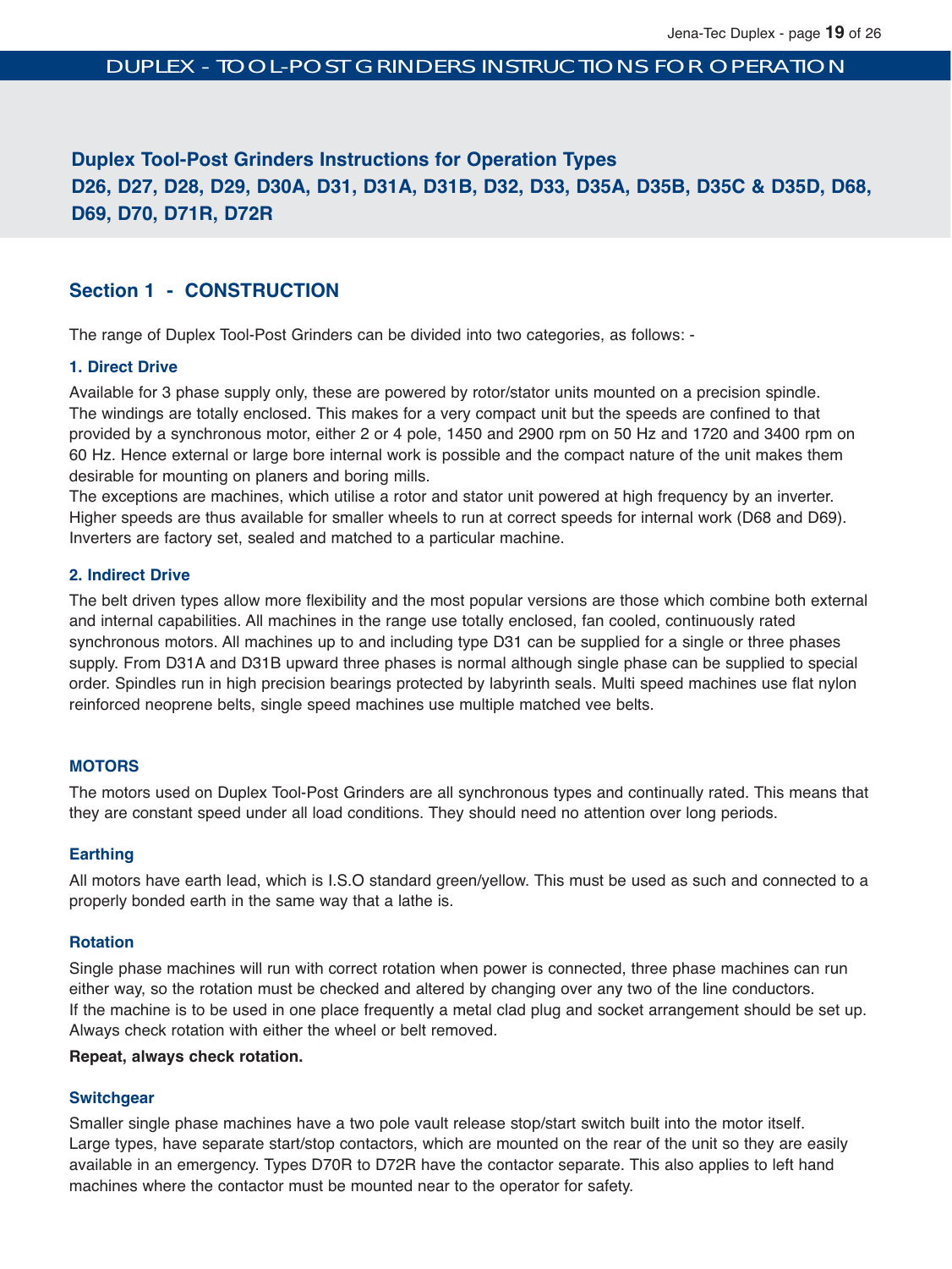# Duplex Tool-Post Grinders Instructions for Operation Types D26, D27, D28, D29, D30A, D31, D31A, D31B, D32, D33, D35A, D35B, D35C & D35D, D68, D69, D70, D71R, D72R

## Section 1 - CONSTRUCTION

The range of Duplex Tool-Post Grinders can be divided into two categories, as follows: -

### 1. Direct Drive

Available for 3 phase supply only, these are powered by rotor/stator units mounted on a precision spindle. The windings are totally enclosed. This makes for a very compact unit but the speeds are confined to that provided by a synchronous motor, either 2 or 4 pole, 1450 and 2900 rpm on 50 Hz and 1720 and 3400 rpm on 60 Hz. Hence external or large bore internal work is possible and the compact nature of the unit makes them desirable for mounting on planers and boring mills.

The exceptions are machines, which utilise a rotor and stator unit powered at high frequency by an inverter. Higher speeds are thus available for smaller wheels to run at correct speeds for internal work (D68 and D69). Inverters are factory set, sealed and matched to a particular machine.

### 2. Indirect Drive

The belt driven types allow more flexibility and the most popular versions are those which combine both external and internal capabilities. All machines in the range use totally enclosed, fan cooled, continuously rated synchronous motors. All machines up to and including type D31 can be supplied for a single or three phases supply. From D31A and D31B upward three phases is normal although single phase can be supplied to special order. Spindles run in high precision bearings protected by labyrinth seals. Multi speed machines use flat nylon reinforced neoprene belts, single speed machines use multiple matched vee belts.

### MOTORS

The motors used on Duplex Tool-Post Grinders are all synchronous types and continually rated. This means that they are constant speed under all load conditions. They should need no attention over long periods.

### Earthing

All motors have earth lead, which is I.S.O standard green/yellow. This must be used as such and connected to a properly bonded earth in the same way that a lathe is.

### Rotation

Single phase machines will run with correct rotation when power is connected, three phase machines can run either way, so the rotation must be checked and altered by changing over any two of the line conductors.

If the machine is to be used in one place frequently a metal clad plug and socket arrangement should be set up. Always check rotation with either the wheel or belt removed.

**Repeat, always check rotation.**

### Switchgear

Smaller single phase machines have a two pole vault release stop/start switch built into the motor itself.

Large types, have separate start/stop contactors, which are mounted on the rear of the unit so they are easily available in an emergency. Types D70R to D72R have the contactor separate. This also applies to left hand machines where the contactor must be mounted near to the operator for safety.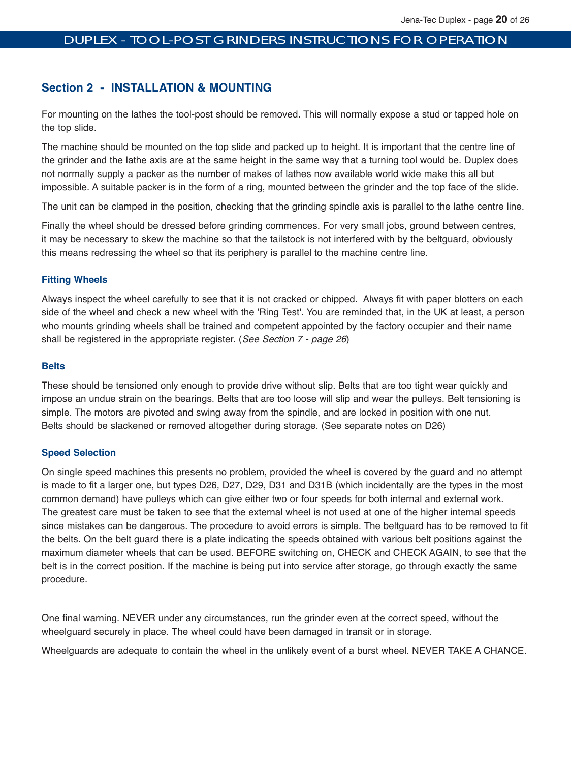## Section 2 - INSTALLATION & MOUNTING

For mounting on the lathes the tool-post should be removed. This will normally expose a stud or tapped hole on the top slide.

The machine should be mounted on the top slide and packed up to height. It is important that the centre line of the grinder and the lathe axis are at the same height in the same way that a turning tool would be. Duplex does not normally supply a packer as the number of makes of lathes now available world wide make this all but impossible. A suitable packer is in the form of a ring, mounted between the grinder and the top face of the slide.

The unit can be clamped in the position, checking that the grinding spindle axis is parallel to the lathe centre line.

Finally the wheel should be dressed before grinding commences. For very small jobs, ground between centres, it may be necessary to skew the machine so that the tailstock is not interfered with by the beltguard, obviously this means redressing the wheel so that its periphery is parallel to the machine centre line.

### Fitting Wheels

Always inspect the wheel carefully to see that it is not cracked or chipped. Always fit with paper blotters on each side of the wheel and check a new wheel with the 'Ring Test'. You are reminded that, in the UK at least, a person who mounts grinding wheels shall be trained and competent appointed by the factory occupier and their name shall be registered in the appropriate register. (*See Section 7 - page 26*)

### Belts

These should be tensioned only enough to provide drive without slip. Belts that are too tight wear quickly and impose an undue strain on the bearings. Belts that are too loose will slip and wear the pulleys. Belt tensioning is simple. The motors are pivoted and swing away from the spindle, and are locked in position with one nut. Belts should be slackened or removed altogether during storage. (See separate notes on D26)

### Speed Selection

On single speed machines this presents no problem, provided the wheel is covered by the guard and no attempt is made to fit a larger one, but types D26, D27, D29, D31 and D31B (which incidentally are the types in the most common demand) have pulleys which can give either two or four speeds for both internal and external work. The greatest care must be taken to see that the external wheel is not used at one of the higher internal speeds since mistakes can be dangerous. The procedure to avoid errors is simple. The beltguard has to be removed to fit the belts. On the belt guard there is a plate indicating the speeds obtained with various belt positions against the maximum diameter wheels that can be used. BEFORE switching on, CHECK and CHECK AGAIN, to see that the belt is in the correct position. If the machine is being put into service after storage, go through exactly the same procedure.

One final warning. NEVER under any circumstances, run the grinder even at the correct speed, without the wheelguard securely in place. The wheel could have been damaged in transit or in storage.

Wheelguards are adequate to contain the wheel in the unlikely event of a burst wheel. NEVER TAKE A CHANCE.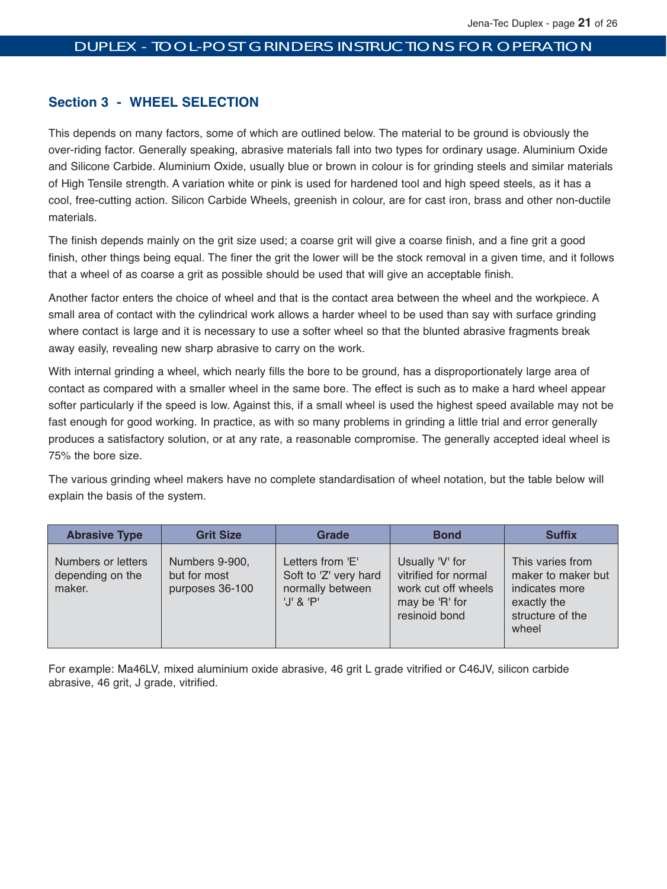## Section 3 - WHEEL SELECTION

This depends on many factors, some of which are outlined below. The material to be ground is obviously the over-riding factor. Generally speaking, abrasive materials fall into two types for ordinary usage. Aluminium Oxide and Silicone Carbide. Aluminium Oxide, usually blue or brown in colour is for grinding steels and similar materials of High Tensile strength. A variation white or pink is used for hardened tool and high speed steels, as it has a cool, free-cutting action. Silicon Carbide Wheels, greenish in colour, are for cast iron, brass and other non-ductile materials.

The finish depends mainly on the grit size used; a coarse grit will give a coarse finish, and a fine grit a good finish, other things being equal. The finer the grit the lower will be the stock removal in a given time, and it follows that a wheel of as coarse a grit as possible should be used that will give an acceptable finish.

Another factor enters the choice of wheel and that is the contact area between the wheel and the workpiece. A small area of contact with the cylindrical work allows a harder wheel to be used than say with surface grinding where contact is large and it is necessary to use a softer wheel so that the blunted abrasive fragments break away easily, revealing new sharp abrasive to carry on the work.

With internal grinding a wheel, which nearly fills the bore to be ground, has a disproportionately large area of contact as compared with a smaller wheel in the same bore. The effect is such as to make a hard wheel appear softer particularly if the speed is low. Against this, if a small wheel is used the highest speed available may not be fast enough for good working. In practice, as with so many problems in grinding a little trial and error generally produces a satisfactory solution, or at any rate, a reasonable compromise. The generally accepted ideal wheel is 75% the bore size.

The various grinding wheel makers have no complete standardisation of wheel notation, but the table below will explain the basis of the system.

| Abrasive Type | Grit Size | Grade | Bond | Suffix |
|---|---|---|---|---|
| Numbers or letters depending on the maker. | Numbers 9-900, but for most purposes 36-100 | Letters from 'E' Soft to 'Z' very hard normally between 'J' & 'P' | Usually 'V' for vitrified for normal work cut off wheels may be 'R' for resinoid bond | This varies from maker to maker but indicates more exactly the structure of the wheel |

For example: Ma46LV, mixed aluminium oxide abrasive, 46 grit L grade vitrified or C46JV, silicon carbide abrasive, 46 grit, J grade, vitrified.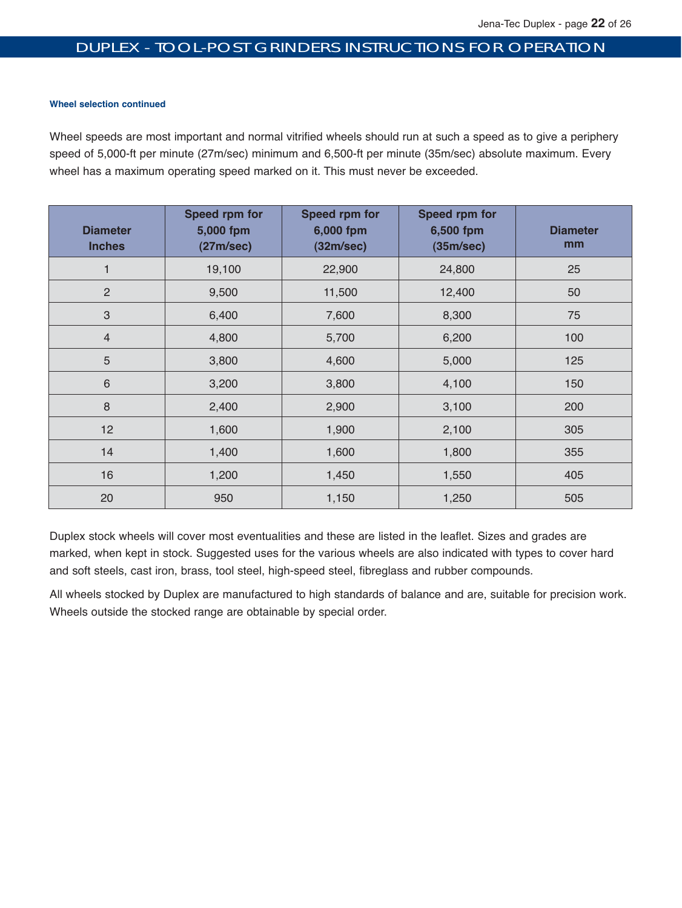#### Wheel selection continued

Wheel speeds are most important and normal vitrified wheels should run at such a speed as to give a periphery speed of 5,000-ft per minute (27m/sec) minimum and 6,500-ft per minute (35m/sec) absolute maximum. Every wheel has a maximum operating speed marked on it. This must never be exceeded.

| Diameter Inches | Speed rpm for 5,000 fpm (27m/sec) | Speed rpm for 6,000 fpm (32m/sec) | Speed rpm for 6,500 fpm (35m/sec) | Diameter mm |
|---|---|---|---|---|
| 1 | 19,100 | 22,900 | 24,800 | 25 |
| 2 | 9,500 | 11,500 | 12,400 | 50 |
| 3 | 6,400 | 7,600 | 8,300 | 75 |
| 4 | 4,800 | 5,700 | 6,200 | 100 |
| 5 | 3,800 | 4,600 | 5,000 | 125 |
| 6 | 3,200 | 3,800 | 4,100 | 150 |
| 8 | 2,400 | 2,900 | 3,100 | 200 |
| 12 | 1,600 | 1,900 | 2,100 | 305 |
| 14 | 1,400 | 1,600 | 1,800 | 355 |
| 16 | 1,200 | 1,450 | 1,550 | 405 |
| 20 | 950 | 1,150 | 1,250 | 505 |

Duplex stock wheels will cover most eventualities and these are listed in the leaflet. Sizes and grades are marked, when kept in stock. Suggested uses for the various wheels are also indicated with types to cover hard and soft steels, cast iron, brass, tool steel, high-speed steel, fibreglass and rubber compounds.

All wheels stocked by Duplex are manufactured to high standards of balance and are, suitable for precision work. Wheels outside the stocked range are obtainable by special order.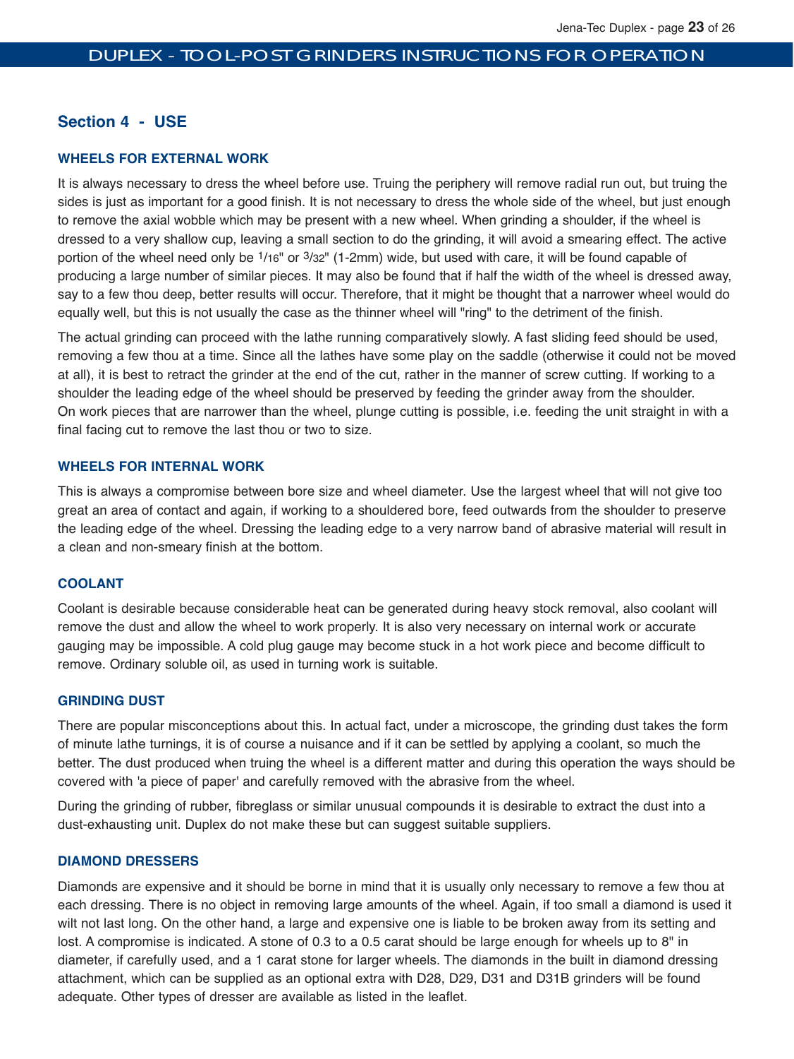## Section 4 - USE

### WHEELS FOR EXTERNAL WORK

It is always necessary to dress the wheel before use. Truing the periphery will remove radial run out, but truing the sides is just as important for a good finish. It is not necessary to dress the whole side of the wheel, but just enough to remove the axial wobble which may be present with a new wheel. When grinding a shoulder, if the wheel is dressed to a very shallow cup, leaving a small section to do the grinding, it will avoid a smearing effect. The active portion of the wheel need only be 1/16" or 3/32" (1-2mm) wide, but used with care, it will be found capable of producing a large number of similar pieces. It may also be found that if half the width of the wheel is dressed away, say to a few thou deep, better results will occur. Therefore, that it might be thought that a narrower wheel would do equally well, but this is not usually the case as the thinner wheel will "ring" to the detriment of the finish.

The actual grinding can proceed with the lathe running comparatively slowly. A fast sliding feed should be used, removing a few thou at a time. Since all the lathes have some play on the saddle (otherwise it could not be moved at all), it is best to retract the grinder at the end of the cut, rather in the manner of screw cutting. If working to a shoulder the leading edge of the wheel should be preserved by feeding the grinder away from the shoulder. On work pieces that are narrower than the wheel, plunge cutting is possible, i.e. feeding the unit straight in with a final facing cut to remove the last thou or two to size.

### WHEELS FOR INTERNAL WORK

This is always a compromise between bore size and wheel diameter. Use the largest wheel that will not give too great an area of contact and again, if working to a shouldered bore, feed outwards from the shoulder to preserve the leading edge of the wheel. Dressing the leading edge to a very narrow band of abrasive material will result in a clean and non-smeary finish at the bottom.

### COOLANT

Coolant is desirable because considerable heat can be generated during heavy stock removal, also coolant will remove the dust and allow the wheel to work properly. It is also very necessary on internal work or accurate gauging may be impossible. A cold plug gauge may become stuck in a hot work piece and become difficult to remove. Ordinary soluble oil, as used in turning work is suitable.

### GRINDING DUST

There are popular misconceptions about this. In actual fact, under a microscope, the grinding dust takes the form of minute lathe turnings, it is of course a nuisance and if it can be settled by applying a coolant, so much the better. The dust produced when truing the wheel is a different matter and during this operation the ways should be covered with 'a piece of paper' and carefully removed with the abrasive from the wheel.

During the grinding of rubber, fibreglass or similar unusual compounds it is desirable to extract the dust into a dust-exhausting unit. Duplex do not make these but can suggest suitable suppliers.

### DIAMOND DRESSERS

Diamonds are expensive and it should be borne in mind that it is usually only necessary to remove a few thou at each dressing. There is no object in removing large amounts of the wheel. Again, if too small a diamond is used it wilt not last long. On the other hand, a large and expensive one is liable to be broken away from its setting and lost. A compromise is indicated. A stone of 0.3 to a 0.5 carat should be large enough for wheels up to 8" in diameter, if carefully used, and a 1 carat stone for larger wheels. The diamonds in the built in diamond dressing attachment, which can be supplied as an optional extra with D28, D29, D31 and D31B grinders will be found adequate. Other types of dresser are available as listed in the leaflet.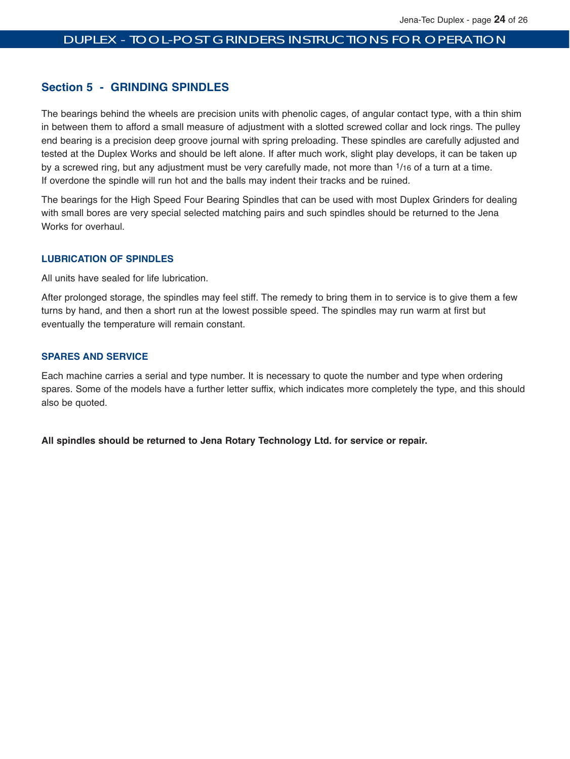## Section 5 - GRINDING SPINDLES

The bearings behind the wheels are precision units with phenolic cages, of angular contact type, with a thin shim in between them to afford a small measure of adjustment with a slotted screwed collar and lock rings. The pulley end bearing is a precision deep groove journal with spring preloading. These spindles are carefully adjusted and tested at the Duplex Works and should be left alone. If after much work, slight play develops, it can be taken up by a screwed ring, but any adjustment must be very carefully made, not more than 1/16 of a turn at a time. If overdone the spindle will run hot and the balls may indent their tracks and be ruined.

The bearings for the High Speed Four Bearing Spindles that can be used with most Duplex Grinders for dealing with small bores are very special selected matching pairs and such spindles should be returned to the Jena Works for overhaul.

### LUBRICATION OF SPINDLES

All units have sealed for life lubrication.

After prolonged storage, the spindles may feel stiff. The remedy to bring them in to service is to give them a few turns by hand, and then a short run at the lowest possible speed. The spindles may run warm at first but eventually the temperature will remain constant.

### SPARES AND SERVICE

Each machine carries a serial and type number. It is necessary to quote the number and type when ordering spares. Some of the models have a further letter suffix, which indicates more completely the type, and this should also be quoted.

**All spindles should be returned to Jena Rotary Technology Ltd. for service or repair.**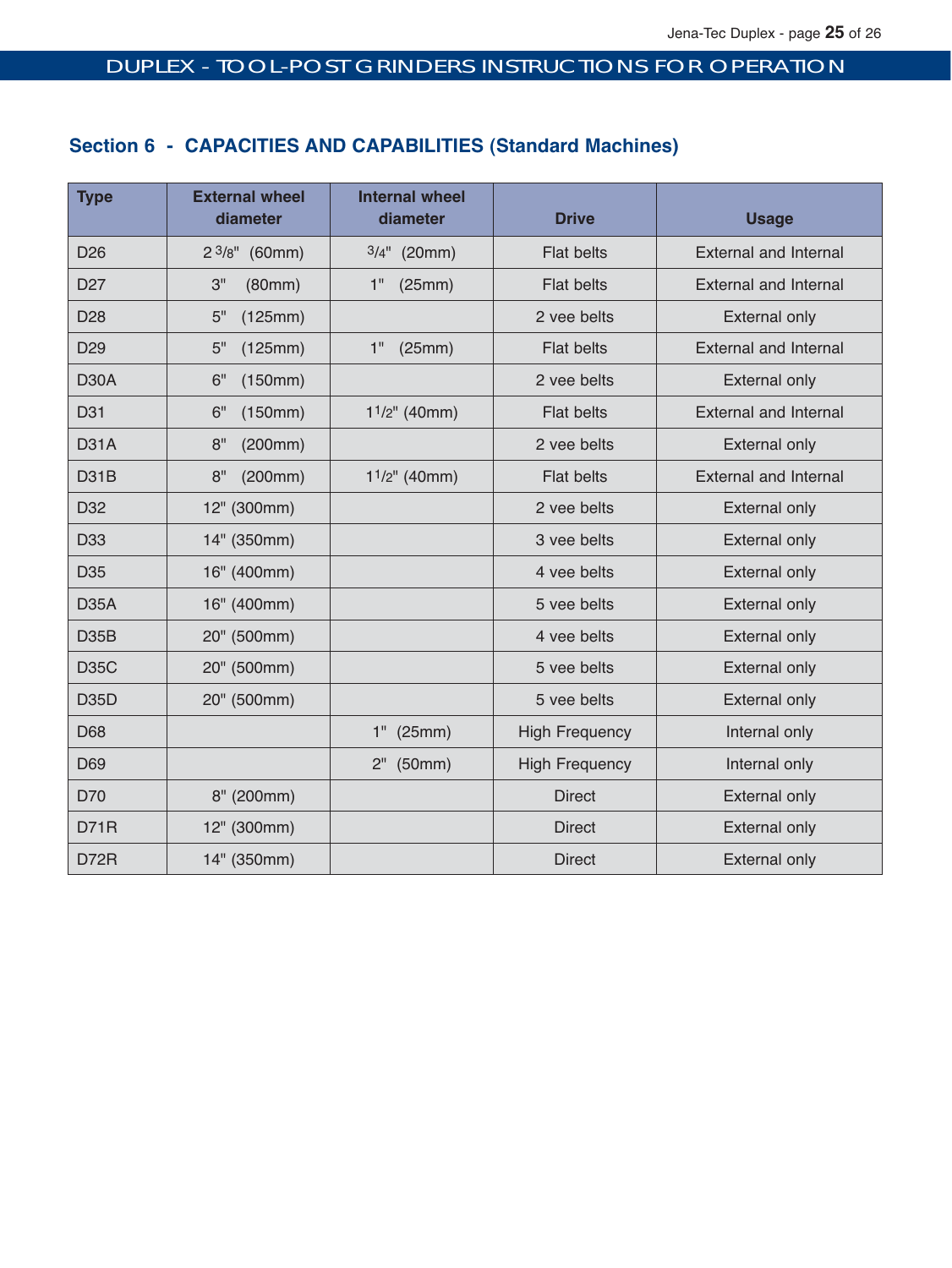## Section 6 - CAPACITIES AND CAPABILITIES (Standard Machines)

| Type | External wheel diameter | Internal wheel diameter | Drive | Usage |
|---|---|---|---|---|
| D26 | 2 3/8" (60mm) | 3/4" (20mm) | Flat belts | External and Internal |
| D27 | 3" (80mm) | 1" (25mm) | Flat belts | External and Internal |
| D28 | 5" (125mm) | | 2 vee belts | External only |
| D29 | 5" (125mm) | 1" (25mm) | Flat belts | External and Internal |
| D30A | 6" (150mm) | | 2 vee belts | External only |
| D31 | 6" (150mm) | 1 1/2" (40mm) | Flat belts | External and Internal |
| D31A | 8" (200mm) | | 2 vee belts | External only |
| D31B | 8" (200mm) | 1 1/2" (40mm) | Flat belts | External and Internal |
| D32 | 12" (300mm) | | 2 vee belts | External only |
| D33 | 14" (350mm) | | 3 vee belts | External only |
| D35 | 16" (400mm) | | 4 vee belts | External only |
| D35A | 16" (400mm) | | 5 vee belts | External only |
| D35B | 20" (500mm) | | 4 vee belts | External only |
| D35C | 20" (500mm) | | 5 vee belts | External only |
| D35D | 20" (500mm) | | 5 vee belts | External only |
| D68 | | 1" (25mm) | High Frequency | Internal only |
| D69 | | 2" (50mm) | High Frequency | Internal only |
| D70 | 8" (200mm) | | Direct | External only |
| D71R | 12" (300mm) | | Direct | External only |
| D72R | 14" (350mm) | | Direct | External only |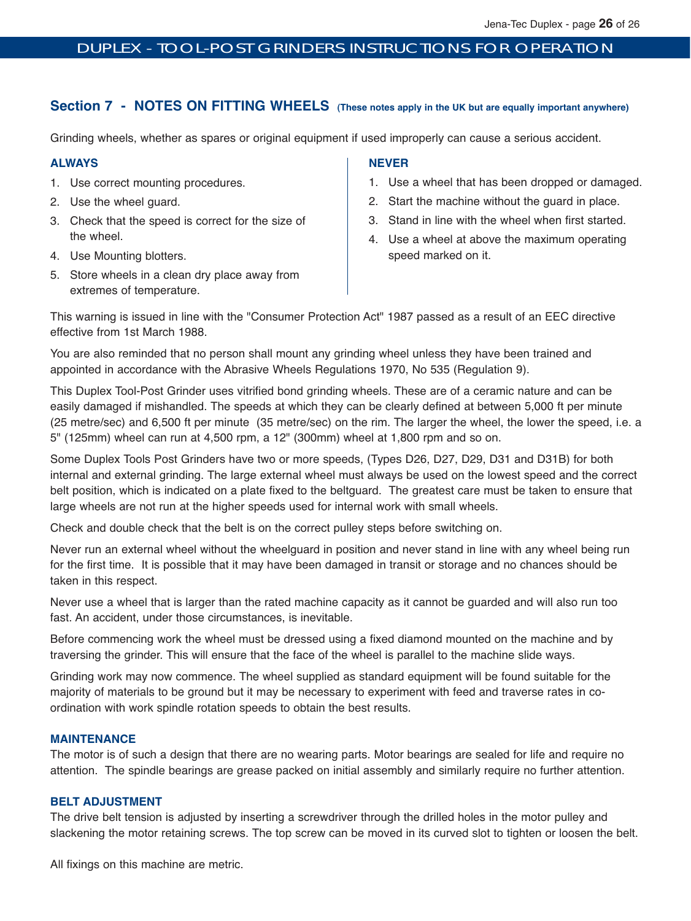## Section 7 - NOTES ON FITTING WHEELS (These notes apply in the UK but are equally important anywhere)

Grinding wheels, whether as spares or original equipment if used improperly can cause a serious accident.

**ALWAYS**

1. Use correct mounting procedures.
2. Use the wheel guard.
3. Check that the speed is correct for the size of the wheel.
4. Use Mounting blotters.
5. Store wheels in a clean dry place away from extremes of temperature.

**NEVER**

1. Use a wheel that has been dropped or damaged.
2. Start the machine without the guard in place.
3. Stand in line with the wheel when first started.
4. Use a wheel at above the maximum operating speed marked on it.

This warning is issued in line with the "Consumer Protection Act" 1987 passed as a result of an EEC directive effective from 1st March 1988.

You are also reminded that no person shall mount any grinding wheel unless they have been trained and appointed in accordance with the Abrasive Wheels Regulations 1970, No 535 (Regulation 9).

This Duplex Tool-Post Grinder uses vitrified bond grinding wheels. These are of a ceramic nature and can be easily damaged if mishandled. The speeds at which they can be clearly defined at between 5,000 ft per minute (25 metre/sec) and 6,500 ft per minute (35 metre/sec) on the rim. The larger the wheel, the lower the speed, i.e. a 5" (125mm) wheel can run at 4,500 rpm, a 12" (300mm) wheel at 1,800 rpm and so on.

Some Duplex Tools Post Grinders have two or more speeds, (Types D26, D27, D29, D31 and D31B) for both internal and external grinding. The large external wheel must always be used on the lowest speed and the correct belt position, which is indicated on a plate fixed to the beltguard. The greatest care must be taken to ensure that large wheels are not run at the higher speeds used for internal work with small wheels.

Check and double check that the belt is on the correct pulley steps before switching on.

Never run an external wheel without the wheelguard in position and never stand in line with any wheel being run for the first time. It is possible that it may have been damaged in transit or storage and no chances should be taken in this respect.

Never use a wheel that is larger than the rated machine capacity as it cannot be guarded and will also run too fast. An accident, under those circumstances, is inevitable.

Before commencing work the wheel must be dressed using a fixed diamond mounted on the machine and by traversing the grinder. This will ensure that the face of the wheel is parallel to the machine slide ways.

Grinding work may now commence. The wheel supplied as standard equipment will be found suitable for the majority of materials to be ground but it may be necessary to experiment with feed and traverse rates in co-ordination with work spindle rotation speeds to obtain the best results.

### MAINTENANCE

The motor is of such a design that there are no wearing parts. Motor bearings are sealed for life and require no attention. The spindle bearings are grease packed on initial assembly and similarly require no further attention.

### BELT ADJUSTMENT

The drive belt tension is adjusted by inserting a screwdriver through the drilled holes in the motor pulley and slackening the motor retaining screws. The top screw can be moved in its curved slot to tighten or loosen the belt.

All fixings on this machine are metric.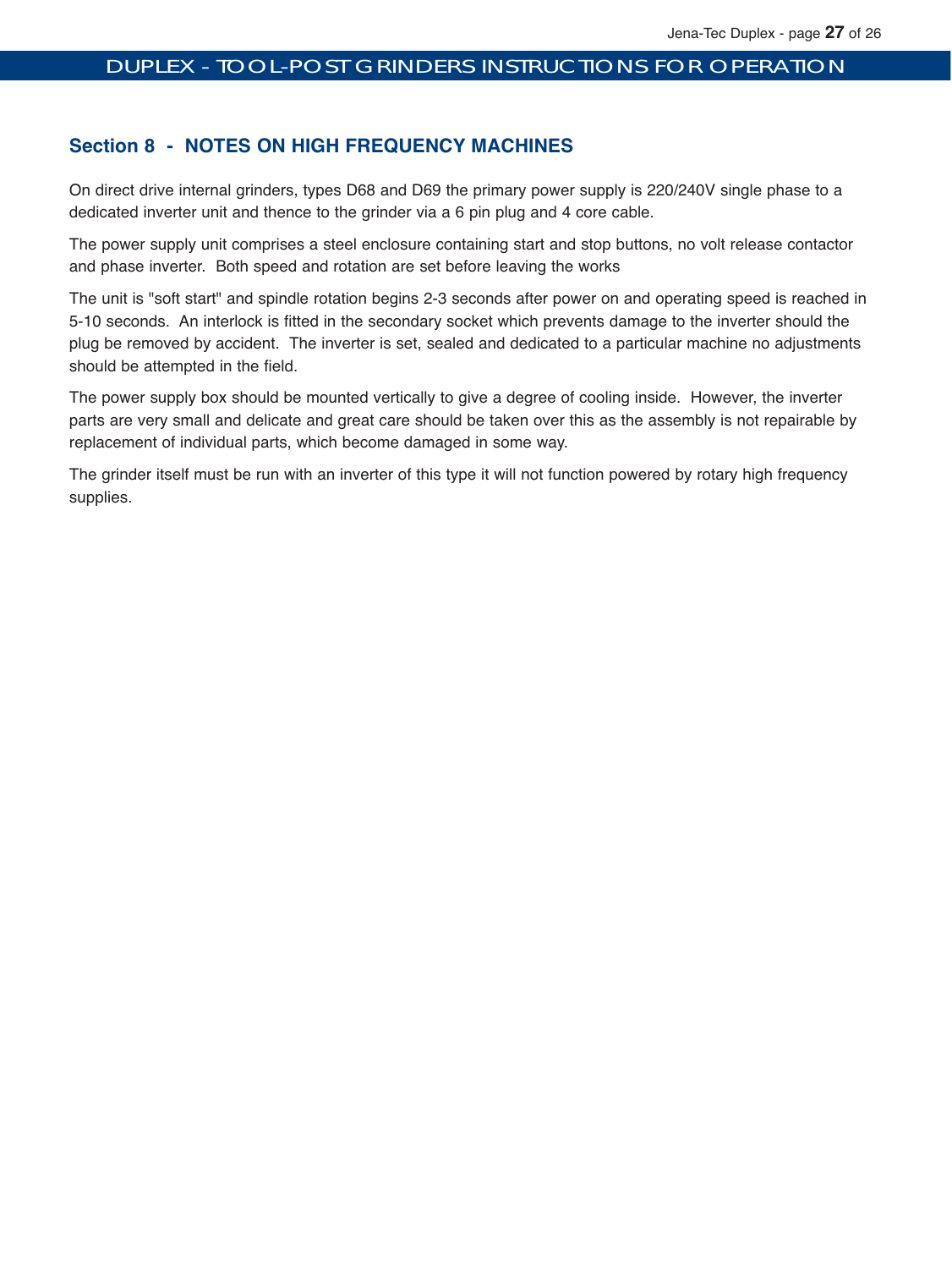## Section 8 - NOTES ON HIGH FREQUENCY MACHINES

On direct drive internal grinders, types D68 and D69 the primary power supply is 220/240V single phase to a dedicated inverter unit and thence to the grinder via a 6 pin plug and 4 core cable.

The power supply unit comprises a steel enclosure containing start and stop buttons, no volt release contactor and phase inverter. Both speed and rotation are set before leaving the works

The unit is "soft start" and spindle rotation begins 2-3 seconds after power on and operating speed is reached in 5-10 seconds. An interlock is fitted in the secondary socket which prevents damage to the inverter should the plug be removed by accident. The inverter is set, sealed and dedicated to a particular machine no adjustments should be attempted in the field.

The power supply box should be mounted vertically to give a degree of cooling inside. However, the inverter parts are very small and delicate and great care should be taken over this as the assembly is not repairable by replacement of individual parts, which become damaged in some way.

The grinder itself must be run with an inverter of this type it will not function powered by rotary high frequency supplies.